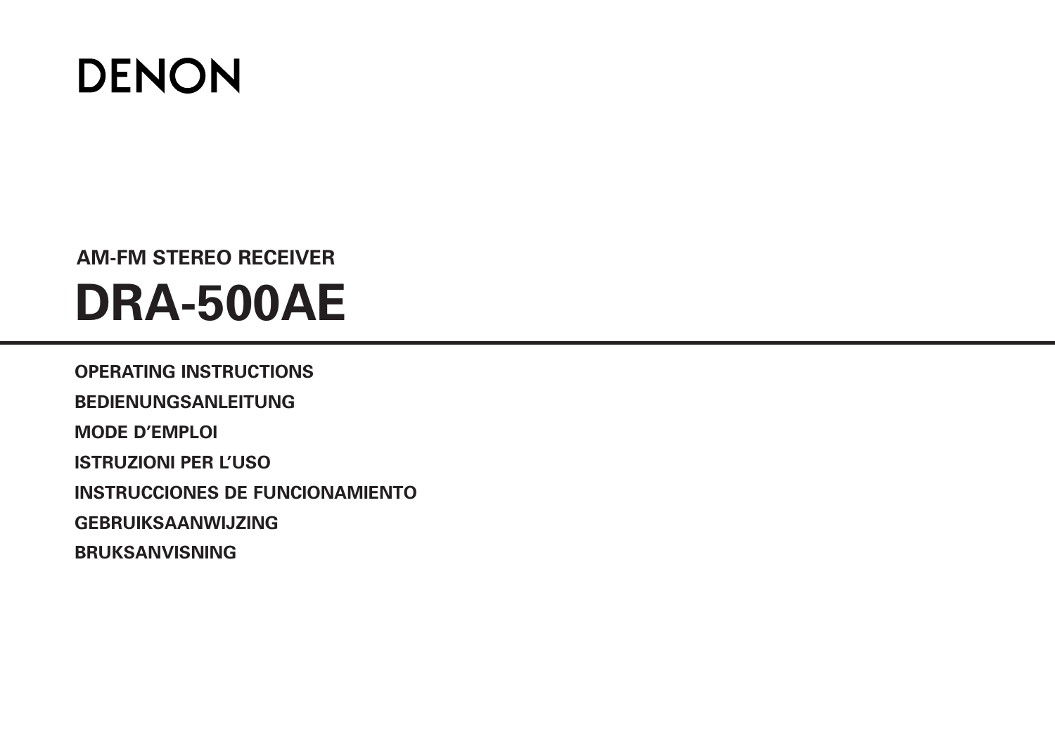# DENON

## AM-FM STEREO RECEIVER

# DRA-500AE

---

**OPERATING INSTRUCTIONS**

**BEDIENUNGSANLEITUNG**

**MODE D'EMPLOI**

**ISTRUZIONI PER L'USO**

**INSTRUCCIONES DE FUNCIONAMIENTO**

**GEBRUIKSAANWIJZING**

**BRUKSANVISNING**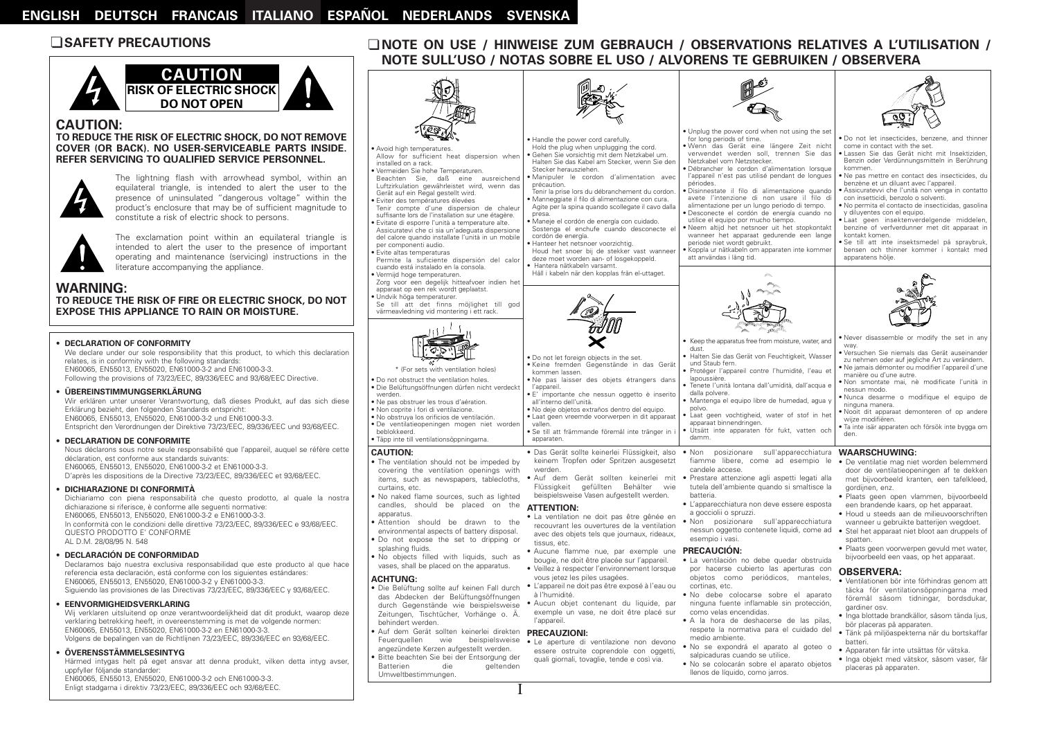ENGLISH DEUTSCH FRANCAIS ITALIANO ESPAÑOL NEDERLANDS SVENSKA

## ❑SAFETY PRECAUTIONS

**CAUTION**
**RISK OF ELECTRIC SHOCK**
**DO NOT OPEN**

### CAUTION:

**TO REDUCE THE RISK OF ELECTRIC SHOCK, DO NOT REMOVE COVER (OR BACK). NO USER-SERVICEABLE PARTS INSIDE. REFER SERVICING TO QUALIFIED SERVICE PERSONNEL.**

The lightning flash with arrowhead symbol, within an equilateral triangle, is intended to alert the user to the presence of uninsulated "dangerous voltage" within the product's enclosure that may be of sufficient magnitude to constitute a risk of electric shock to persons.

The exclamation point within an equilateral triangle is intended to alert the user to the presence of important operating and maintenance (servicing) instructions in the literature accompanying the appliance.

### WARNING:

**TO REDUCE THE RISK OF FIRE OR ELECTRIC SHOCK, DO NOT EXPOSE THIS APPLIANCE TO RAIN OR MOISTURE.**

- **DECLARATION OF CONFORMITY**
  We declare under our sole responsibility that this product, to which this declaration relates, is in conformity with the following standards:
  EN60065, EN55013, EN55020, EN61000-3-2 and EN61000-3-3.
  Following the provisions of 73/23/EEC, 89/336/EEC and 93/68/EEC Directive.

- **ÜBEREINSTIMMUNGSERKLÄRUNG**
  Wir erklären unter unserer Verantwortung, daß dieses Produkt, auf das sich diese Erklärung bezieht, den folgenden Standards entspricht:
  EN60065, EN55013, EN55020, EN61000-3-2 und EN61000-3-3.
  Entspricht den Verordnungen der Direktive 73/23/EEC, 89/336/EEC und 93/68/EEC.

- **DECLARATION DE CONFORMITE**
  Nous déclarons sous notre seule responsabilité que l'appareil, auquel se réfère cette déclaration, est conforme aux standards suivants:
  EN60065, EN55013, EN55020, EN61000-3-2 et EN61000-3-3.
  D'après les dispositions de la Directive 73/23/EEC, 89/336/EEC et 93/68/EEC.

- **DICHIARAZIONE DI CONFORMITÀ**
  Dichiariamo con piena responsabilità che questo prodotto, al quale la nostra dichiarazione si riferisce, è conforme alle seguenti normative:
  EN60065, EN55013, EN55020, EN61000-3-2 e EN61000-3-3.
  In conformità con le condizioni delle direttive 73/23/EEC, 89/336/EEC e 93/68/EEC.
  QUESTO PRODOTTO E' CONFORME
  AL D.M. 28/08/95 N. 548

- **DECLARACIÓN DE CONFORMIDAD**
  Declaramos bajo nuestra exclusiva responsabilidad que este producto al que hace referencia esta declaración, está conforme con los siguientes estándares:
  EN60065, EN55013, EN55020, EN61000-3-2 y EN61000-3-3.
  Siguiendo las provisiones de las Directivas 73/23/EEC, 89/336/EEC y 93/68/EEC.

- **EENVORMIGHEIDSVERKLARING**
  Wij verklaren uitsluitend op onze verantwoordelijkheid dat dit produkt, waarop deze verklaring betrekking heeft, in overeenstemming is met de volgende normen:
  EN60065, EN55013, EN55020, EN61000-3-2 en EN61000-3-3.
  Volgens de bepalingen van de Richtlijnen 73/23/EEC, 89/336/EEC en 93/68/EEC.

- **ÖVERENSSTÄMMELSESINTYG**
  Härmed intygas helt på eget ansvar att denna produkt, vilken detta intyg avser, uppfyller följande standarder:
  EN60065, EN55013, EN55020, EN61000-3-2 och EN61000-3-3.
  Enligt stadgarna i direktiv 73/23/EEC, 89/336/EEC och 93/68/EEC.

## ❑NOTE ON USE / HINWEISE ZUM GEBRAUCH / OBSERVATIONS RELATIVES A L'UTILISATION / NOTE SULL'USO / NOTAS SOBRE EL USO / ALVORENS TE GEBRUIKEN / OBSERVERA

- Avoid high temperatures.
  Allow for sufficient heat dispersion when installed on a rack.
- Vermeiden Sie hohe Temperaturen.
  Beachten Sie, daß eine ausreichend Luftzirkulation gewährleistet wird, wenn das Gerät auf ein Regal gestellt wird.
- Eviter des températures élevées
  Tenir compte d'une dispersion de chaleur suffisante lors de l'installation sur une étagère.
- Evitate di esporre l'unità a temperature alte.
  Assicuratevi che ci sia un'adeguata dispersione del calore quando installate l'unità in un mobile per componenti audio.
- Evite altas temperaturas
  Permite la suficiente dispersión del calor cuando está instalado en la consola.
- Vermijd hoge temperaturen.
  Zorg voor een degelijk hitteafvoer indien het apparaat op een rek wordt geplaatst.
- Undvik höga temperaturer.
  Se till att det finns möjlighet till god värmeavledning vid montering i ett rack.

- Handle the power cord carefully.
  Hold the plug when unplugging the cord.
- Gehen Sie vorsichtig mit dem Netzkabel um.
  Halten Sie das Kabel am Stecker, wenn Sie den Stecker herausziehen.
- Manipuler le cordon d'alimentation avec précaution.
  Tenir la prise lors du débranchement du cordon.
- Maneggiate il filo di alimentazione con cura.
  Agite per la spina quando scollegate il cavo dalla presa.
- Maneje el cordón de energía con cuidado.
  Sostenga el enchufe cuando desconecte el cordón de energía.
- Hanteer het netsnoer voorzichtig.
  Houd het snoer bij de stekker vast wanneer deze moet worden aan- of losgekoppeld.
- Hantera nätkabeln varsamt.
  Håll i kabeln när den kopplas från el-uttaget.

- Unplug the power cord when not using the set for long periods of time.
- Wenn das Gerät eine längere Zeit nicht verwendet werden soll, trennen Sie das Netzkabel vom Netzstecker.
- Débrancher le cordon d'alimentation lorsque l'appareil n'est pas utilisé pendant de longues périodes.
- Disinnestate il filo di alimentazione quando avete l'intenzione di non usare il filo di alimentazione per un lungo periodo di tempo.
- Desconecte el cordón de energía cuando no utilice el equipo por mucho tiempo.
- Neem altijd het netsnoer uit het stopkontakt wanneer het apparaat gedurende een lange periode niet wordt gebruikt.
- Koppla ur nätkabeln om apparaten inte kommer att användas i lång tid.

- Do not let insecticides, benzene, and thinner come in contact with the set.
- Lassen Sie das Gerät nicht mit Insektiziden, Benzin oder Verdünnungsmitteln in Berührung kommen.
- Ne pas mettre en contact des insecticides, du benzène et un diluant avec l'appareil.
- Assicuratevi che l'unità non venga in contatto con insetticidi, benzolo o solventi.
- No permita el contacto de insecticidas, gasolina y diluyentes con el equipo.
- Laat geen insektenverdelgende middelen, benzine of verfverdunner met dit apparaat in kontakt komen.
- Se till att inte insektsmedel på spraybruk, bensen och thinner kommer i kontakt med apparatens hölje.

\* (For sets with ventilation holes)

- Do not obstruct the ventilation holes.
- Die Belüftungsöffnungen dürfen nicht verdeckt werden.
- Ne pas obstruer les trous d'aération.
- Non coprite i fori di ventilazione.
- No obstruya los orificios de ventilación.
- De ventilatieopeningen mogen niet worden beblokkeerd.
- Täpp inte till ventilationsöppningarna.

- Do not let foreign objects in the set.
- Keine fremden Gegenstände in das Gerät kommen lassen.
- Ne pas laisser des objets étrangers dans l'appareil.
- E' importante che nessun oggetto è inserito all'interno dell'unità.
- No deje objetos extraños dentro del equipo.
- Laat geen vreemde voorwerpen in dit apparaat vallen.
- Se till att främmande föremål inte tränger in i apparaten.

- Keep the apparatus free from moisture, water, and dust.
- Halten Sie das Gerät von Feuchtigkeit, Wasser und Staub fern.
- Protéger l'appareil contre l'humidité, l'eau et lapoussière.
- Tenete l'unità lontana dall'umidità, dall'acqua e dalla polvere.
- Mantenga el equipo libre de humedad, agua y polvo.
- Laat geen vochtigheid, water of stof in het apparaat binnendringen.
- Utsätt inte apparaten för fukt, vatten och damm.

- Never disassemble or modify the set in any way.
- Versuchen Sie niemals das Gerät auseinander zu nehmen oder auf jegliche Art zu verändern.
- Ne jamais démonter ou modifier l'appareil d'une manière ou d'une autre.
- Non smontate mai, nè modificate l'unità in nessun modo.
- Nunca desarme o modifique el equipo de ninguna manera.
- Nooit dit apparaat demonteren of op andere wijze modifiëren.
- Ta inte isär apparaten och försök inte bygga om den.

### CAUTION:

- The ventilation should not be impeded by covering the ventilation openings with items, such as newspapers, tablecloths, curtains, etc.
- No naked flame sources, such as lighted candles, should be placed on the apparatus.
- Attention should be drawn to the environmental aspects of battery disposal.
- Do not expose the set to dripping or splashing fluids.
- No objects filled with liquids, such as vases, shall be placed on the apparatus.

### ACHTUNG:

- Die Belüftung sollte auf keinen Fall durch das Abdecken der Belüftungsöffnungen durch Gegenstände wie beispielsweise Zeitungen, Tischtücher, Vorhänge o. Ä. behindert werden.
- Auf dem Gerät sollten keinerlei direkten Feuerquellen wie beispielsweise angezündete Kerzen aufgestellt werden.
- Bitte beachten Sie bei der Entsorgung der Batterien die geltenden Umweltbestimmungen.
- Das Gerät sollte keinerlei Flüssigkeit, also keinem Tropfen oder Spritzen ausgesetzt werden.
- Auf dem Gerät sollten keinerlei mit Flüssigkeit gefüllten Behälter wie beispielsweise Vasen aufgestellt werden.

### ATTENTION:

- La ventilation ne doit pas être gênée en recouvrant les ouvertures de la ventilation avec des objets tels que journaux, rideaux, tissus, etc.
- Aucune flamme nue, par exemple une bougie, ne doit être placée sur l'appareil.
- Veillez à respecter l'environnement lorsque vous jetez les piles usagées.
- L'appareil ne doit pas être exposé à l'eau ou à l'humidité.
- Aucun objet contenant du liquide, par exemple un vase, ne doit être placé sur l'appareil.

### PRECAUZIONI:

- Le aperture di ventilazione non devono essere ostruite coprendole con oggetti, quali giornali, tovaglie, tende e così via.
- Non posizionare sull'apparecchiatura fiamme libere, come ad esempio le candele accese.
- Prestare attenzione agli aspetti legati alla tutela dell'ambiente quando si smaltisce la batteria.
- L'apparecchiatura non deve essere esposta a gocciolii o spruzzi.
- Non posizionare sull'apparecchiatura nessun oggetto contenete liquidi, come ad esempio i vasi.

### PRECAUCIÓN:

- La ventilación no debe quedar obstruida por hacerse cubierto las aperturas con objetos como periódicos, manteles, cortinas, etc.
- No debe colocarse sobre el aparato ninguna fuente inflamable sin protección, como velas encendidas.
- A la hora de deshacerse de las pilas, respete la normativa para el cuidado del medio ambiente.
- No se expondrá el aparato al goteo o salpicaduras cuando se utilice.
- No se colocarán sobre el aparato objetos llenos de líquido, como jarros.

### WAARSCHUWING:

- De ventilatie mag niet worden belemmerd door de ventilatieopeningen af te dekken met bijvoorbeeld kranten, een tafelkleed, gordijnen, enz.
- Plaats geen open vlammen, bijvoorbeeld een brandende kaars, op het apparaat.
- Houd u steeds aan de milieuvoorschriften wanneer u gebruikte batterijen wegdoet.
- Stel het apparaat niet bloot aan druppels of spatten.
- Plaats geen voorwerpen gevuld met water, bijvoorbeeld een vaas, op het apparaat.

### OBSERVERA:

- Ventilationen bör inte förhindras genom att täcka för ventilationsöppningarna med föremål såsom tidningar, bordsdukar, gardiner osv.
- Inga blottade brandkällor, såsom tända ljus, bör placeras på apparaten.
- Tänk på miljöaspekterna när du bortskaffar batteri.
- Apparaten får inte utsättas för vätska.
- Inga objekt med vätskor, såsom vaser, får placeras på apparaten.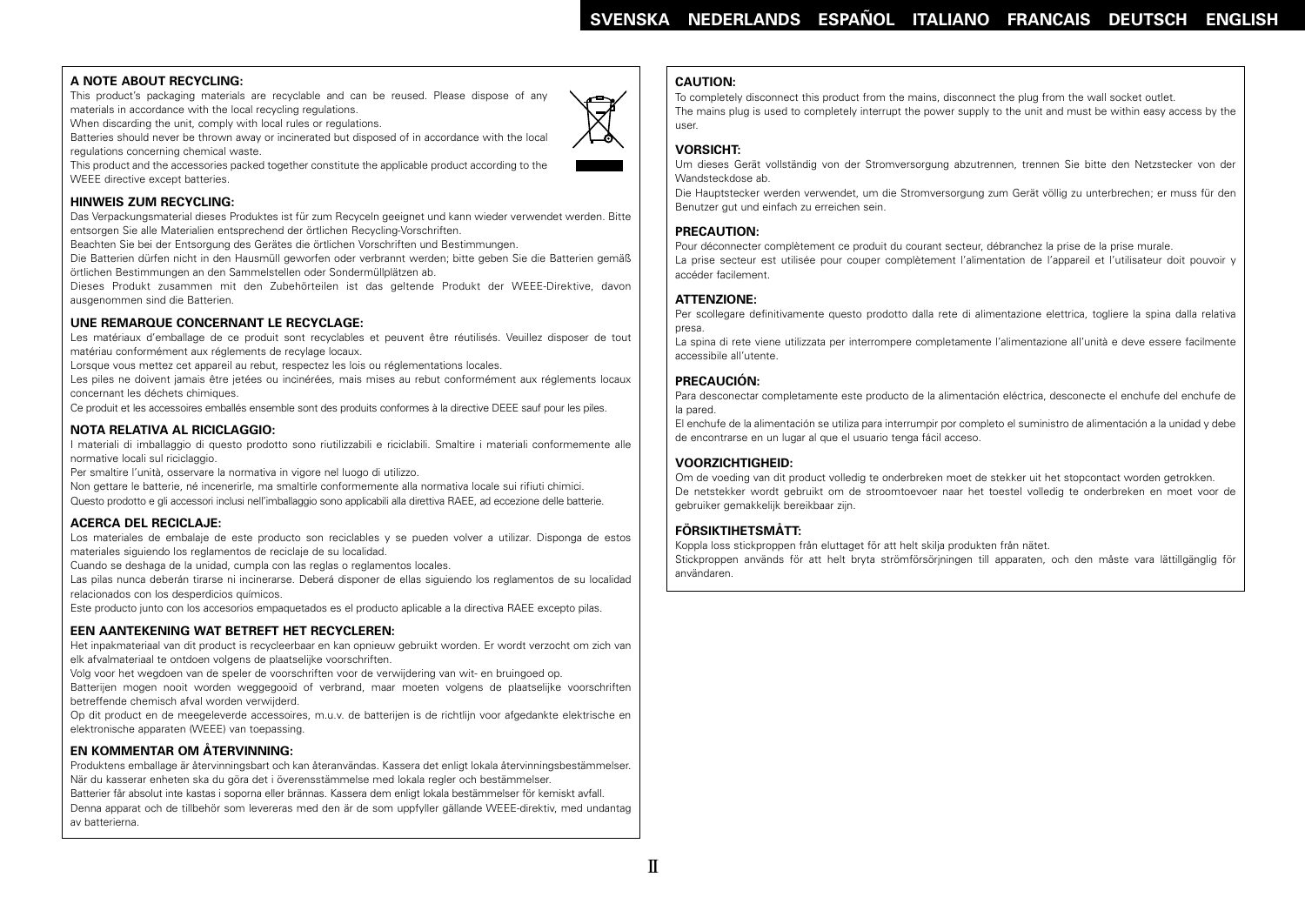### A NOTE ABOUT RECYCLING:

This product's packaging materials are recyclable and can be reused. Please dispose of any materials in accordance with the local recycling regulations.
When discarding the unit, comply with local rules or regulations.
Batteries should never be thrown away or incinerated but disposed of in accordance with the local regulations concerning chemical waste.
This product and the accessories packed together constitute the applicable product according to the WEEE directive except batteries.

### HINWEIS ZUM RECYCLING:

Das Verpackungsmaterial dieses Produktes ist für zum Recyceln geeignet und kann wieder verwendet werden. Bitte entsorgen Sie alle Materialien entsprechend der örtlichen Recycling-Vorschriften.
Beachten Sie bei der Entsorgung des Gerätes die örtlichen Vorschriften und Bestimmungen.
Die Batterien dürfen nicht in den Hausmüll geworfen oder verbrannt werden; bitte geben Sie die Batterien gemäß örtlichen Bestimmungen an den Sammelstellen oder Sondermüllplätzen ab.
Dieses Produkt zusammen mit den Zubehörteilen ist das geltende Produkt der WEEE-Direktive, davon ausgenommen sind die Batterien.

### UNE REMARQUE CONCERNANT LE RECYCLAGE:

Les matériaux d'emballage de ce produit sont recyclables et peuvent être réutilisés. Veuillez disposer de tout matériau conformément aux réglements de recylage locaux.
Lorsque vous mettez cet appareil au rebut, respectez les lois ou réglementations locales.
Les piles ne doivent jamais être jetées ou incinérées, mais mises au rebut conformément aux réglements locaux concernant les déchets chimiques.
Ce produit et les accessoires emballés ensemble sont des produits conformes à la directive DEEE sauf pour les piles.

### NOTA RELATIVA AL RICICLAGGIO:

I materiali di imballaggio di questo prodotto sono riutilizzabili e riciclabili. Smaltire i materiali conformemente alle normative locali sul riciclaggio.
Per smaltire l'unità, osservare la normativa in vigore nel luogo di utilizzo.
Non gettare le batterie, né incenerirle, ma smaltirle conformemente alla normativa locale sui rifiuti chimici.
Questo prodotto e gli accessori inclusi nell'imballaggio sono applicabili alla direttiva RAEE, ad eccezione delle batterie.

### ACERCA DEL RECICLAJE:

Los materiales de embalaje de este producto son reciclables y se pueden volver a utilizar. Disponga de estos materiales siguiendo los reglamentos de reciclaje de su localidad.
Cuando se deshaga de la unidad, cumpla con las reglas o reglamentos locales.
Las pilas nunca deberán tirarse ni incinerarse. Deberá disponer de ellas siguiendo los reglamentos de su localidad relacionados con los desperdicios químicos.
Este producto junto con los accesorios empaquetados es el producto aplicable a la directiva RAEE excepto pilas.

### EEN AANTEKENING WAT BETREFT HET RECYCLEREN:

Het inpakmateriaal van dit product is recycleerbaar en kan opnieuw gebruikt worden. Er wordt verzocht om zich van elk afvalmateriaal te ontdoen volgens de plaatselijke voorschriften.
Volg voor het wegdoen van de speler de voorschriften voor de verwijdering van wit- en bruingoed op.
Batterijen mogen nooit worden weggegooid of verbrand, maar moeten volgens de plaatselijke voorschriften betreffende chemisch afval worden verwijderd.
Op dit product en de meegeleverde accessoires, m.u.v. de batterijen is de richtlijn voor afgedankte elektrische en elektronische apparaten (WEEE) van toepassing.

### EN KOMMENTAR OM ÅTERVINNING:

Produktens emballage är återvinningsbart och kan återanvändas. Kassera det enligt lokala återvinningsbestämmelser.
När du kasserar enheten ska du göra det i överensstämmelse med lokala regler och bestämmelser.
Batterier får absolut inte kastas i soporna eller brännas. Kassera dem enligt lokala bestämmelser för kemiskt avfall.
Denna apparat och de tillbehör som levereras med den är de som uppfyller gällande WEEE-direktiv, med undantag av batterierna.

### CAUTION:

To completely disconnect this product from the mains, disconnect the plug from the wall socket outlet.
The mains plug is used to completely interrupt the power supply to the unit and must be within easy access by the user.

### VORSICHT:

Um dieses Gerät vollständig von der Stromversorgung abzutrennen, trennen Sie bitte den Netzstecker von der Wandsteckdose ab.
Die Hauptstecker werden verwendet, um die Stromversorgung zum Gerät völlig zu unterbrechen; er muss für den Benutzer gut und einfach zu erreichen sein.

### PRECAUTION:

Pour déconnecter complètement ce produit du courant secteur, débranchez la prise de la prise murale.
La prise secteur est utilisée pour couper complètement l'alimentation de l'appareil et l'utilisateur doit pouvoir y accéder facilement.

### ATTENZIONE:

Per scollegare definitivamente questo prodotto dalla rete di alimentazione elettrica, togliere la spina dalla relativa presa.
La spina di rete viene utilizzata per interrompere completamente l'alimentazione all'unità e deve essere facilmente accessibile all'utente.

### PRECAUCIÓN:

Para desconectar completamente este producto de la alimentación eléctrica, desconecte el enchufe del enchufe de la pared.
El enchufe de la alimentación se utiliza para interrumpir por completo el suministro de alimentación a la unidad y debe de encontrarse en un lugar al que el usuario tenga fácil acceso.

### VOORZICHTIGHEID:

Om de voeding van dit product volledig te onderbreken moet de stekker uit het stopcontact worden getrokken.
De netstekker wordt gebruikt om de stroomtoevoer naar het toestel volledig te onderbreken en moet voor de gebruiker gemakkelijk bereikbaar zijn.

### FÖRSIKTIHETSMÅTT:

Koppla loss stickproppen från eluttaget för att helt skilja produkten från nätet.
Stickproppen används för att helt bryta strömförsörjningen till apparaten, och den måste vara lättillgänglig för användaren.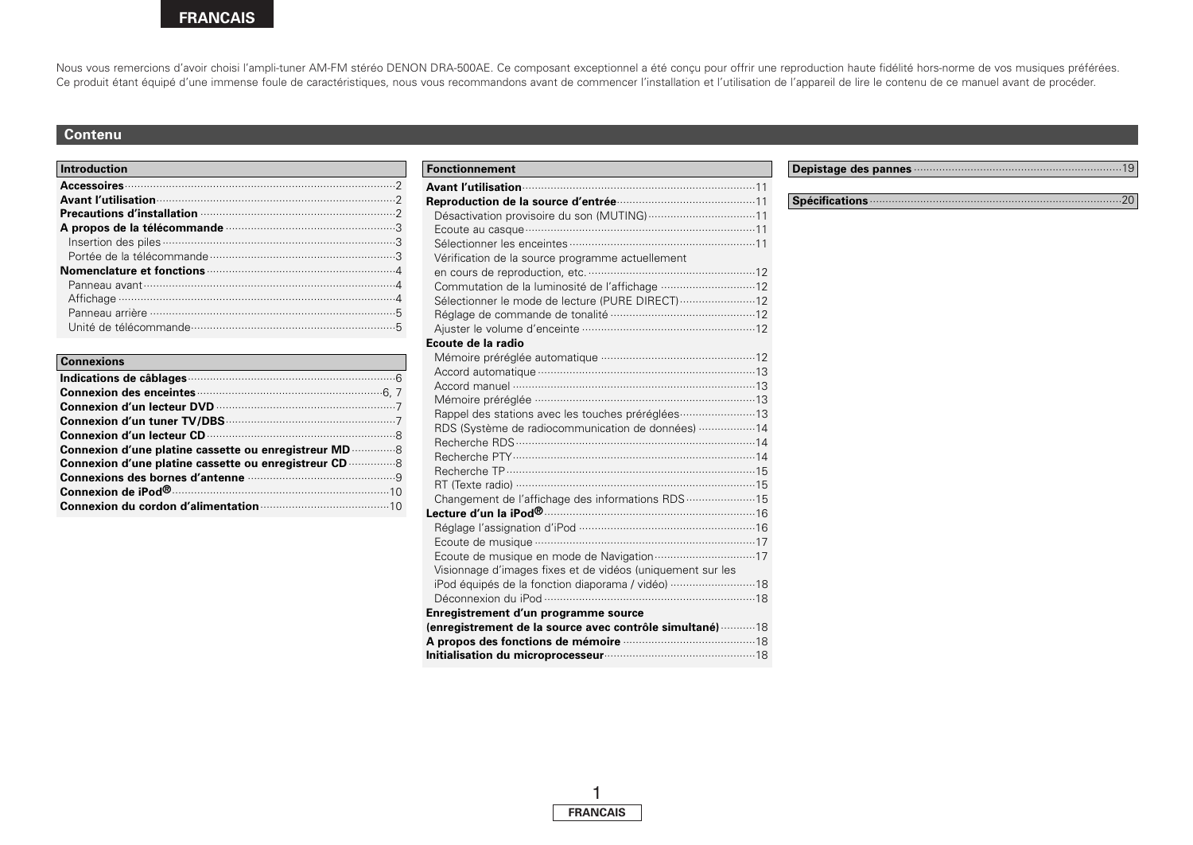Nous vous remercions d'avoir choisi l'ampli-tuner AM-FM stéréo DENON DRA-500AE. Ce composant exceptionnel a été conçu pour offrir une reproduction haute fidélité hors-norme de vos musiques préférées. Ce produit étant équipé d'une immense foule de caractéristiques, nous vous recommandons avant de commencer l'installation et l'utilisation de l'appareil de lire le contenu de ce manuel avant de procéder.

## Contenu

### Introduction

- **Accessoires** ..... 2
- **Avant l'utilisation** ..... 2
- **Precautions d'installation** ..... 2
- **A propos de la télécommande** ..... 3
  - Insertion des piles ..... 3
  - Portée de la télécommande ..... 3
- **Nomenclature et fonctions** ..... 4
  - Panneau avant ..... 4
  - Affichage ..... 4
  - Panneau arrière ..... 5
  - Unité de télécommande ..... 5

### Connexions

- **Indications de câblages** ..... 6
- **Connexion des enceintes** ..... 6, 7
- **Connexion d'un lecteur DVD** ..... 7
- **Connexion d'un tuner TV/DBS** ..... 7
- **Connexion d'un lecteur CD** ..... 8
- **Connexion d'une platine cassette ou enregistreur MD** ..... 8
- **Connexion d'une platine cassette ou enregistreur CD** ..... 8
- **Connexions des bornes d'antenne** ..... 9
- **Connexion de iPod®** ..... 10
- **Connexion du cordon d'alimentation** ..... 10

### Fonctionnement

- **Avant l'utilisation** ..... 11
- **Reproduction de la source d'entrée** ..... 11
  - Désactivation provisoire du son (MUTING) ..... 11
  - Ecoute au casque ..... 11
  - Sélectionner les enceintes ..... 11
  - Vérification de la source programme actuellement en cours de reproduction, etc. ..... 12
  - Commutation de la luminosité de l'affichage ..... 12
  - Sélectionner le mode de lecture (PURE DIRECT) ..... 12
  - Réglage de commande de tonalité ..... 12
  - Ajuster le volume d'enceinte ..... 12
- **Ecoute de la radio**
  - Mémoire préréglée automatique ..... 12
  - Accord automatique ..... 13
  - Accord manuel ..... 13
  - Mémoire préréglée ..... 13
  - Rappel des stations avec les touches préréglées ..... 13
  - RDS (Système de radiocommunication de données) ..... 14
  - Recherche RDS ..... 14
  - Recherche PTY ..... 14
  - Recherche TP ..... 15
  - RT (Texte radio) ..... 15
  - Changement de l'affichage des informations RDS ..... 15
- **Lecture d'un la iPod®** ..... 16
  - Réglage l'assignation d'iPod ..... 16
  - Ecoute de musique ..... 17
  - Ecoute de musique en mode de Navigation ..... 17
  - Visionnage d'images fixes et de vidéos (uniquement sur les iPod équipés de la fonction diaporama / vidéo) ..... 18
  - Déconnexion du iPod ..... 18
- **Enregistrement d'un programme source (enregistrement de la source avec contrôle simultané)** ..... 18
- **A propos des fonctions de mémoire** ..... 18
- **Initialisation du microprocesseur** ..... 18

### 

- **Depistage des pannes** ..... 19

### 

- **Spécifications** ..... 20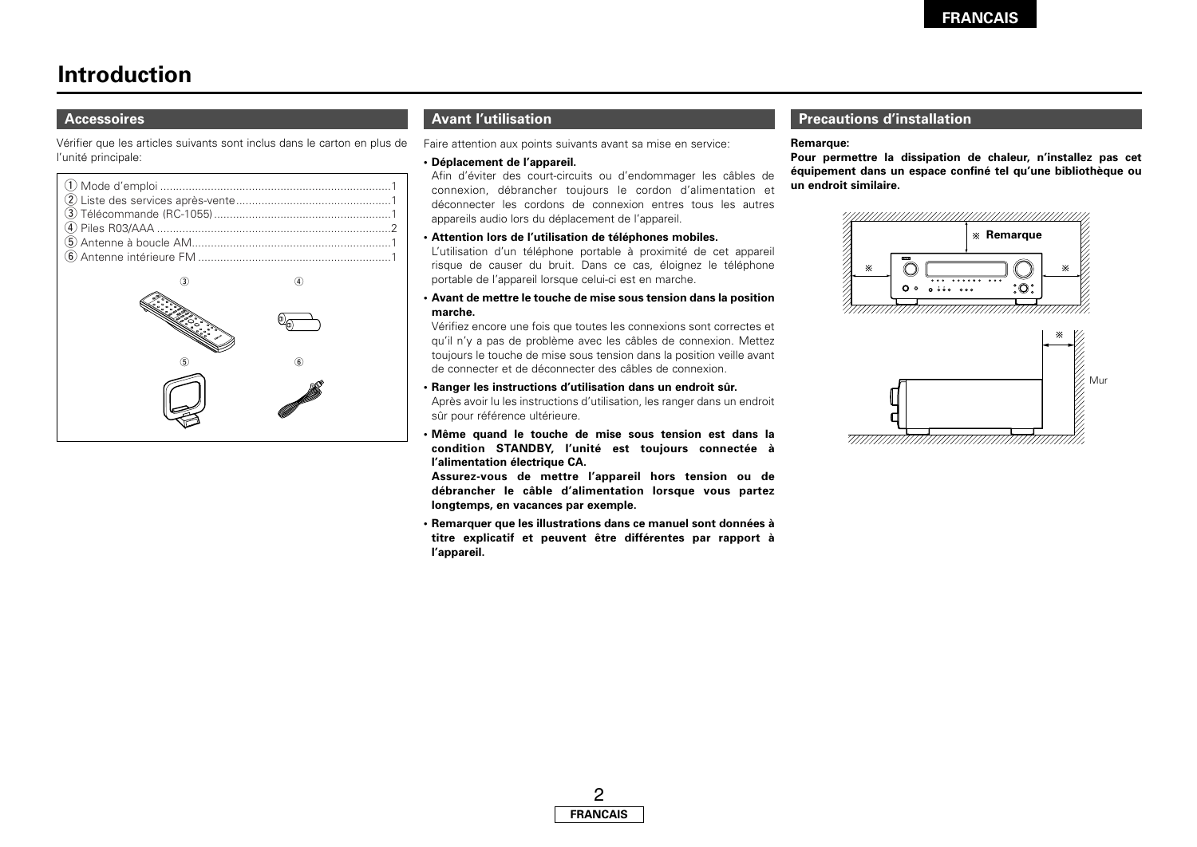FRANCAIS

# Introduction

## Accessoires

Vérifier que les articles suivants sont inclus dans le carton en plus de l'unité principale:

① Mode d'emploi ........................................................................1
② Liste des services après-vente................................................1
③ Télécommande (RC-1055).......................................................1
④ Piles R03/AAA .........................................................................2
⑤ Antenne à boucle AM..............................................................1
⑥ Antenne intérieure FM ............................................................1

## Avant l'utilisation

Faire attention aux points suivants avant sa mise en service:

- **Déplacement de l'appareil.**
  Afin d'éviter des court-circuits ou d'endommager les câbles de connexion, débrancher toujours le cordon d'alimentation et déconnecter les cordons de connexion entres tous les autres appareils audio lors du déplacement de l'appareil.
- **Attention lors de l'utilisation de téléphones mobiles.**
  L'utilisation d'un téléphone portable à proximité de cet appareil risque de causer du bruit. Dans ce cas, éloignez le téléphone portable de l'appareil lorsque celui-ci est en marche.
- **Avant de mettre le touche de mise sous tension dans la position marche.**
  Vérifiez encore une fois que toutes les connexions sont correctes et qu'il n'y a pas de problème avec les câbles de connexion. Mettez toujours le touche de mise sous tension dans la position veille avant de connecter et de déconnecter des câbles de connexion.
- **Ranger les instructions d'utilisation dans un endroit sûr.**
  Après avoir lu les instructions d'utilisation, les ranger dans un endroit sûr pour référence ultérieure.
- **Même quand le touche de mise sous tension est dans la condition STANDBY, l'unité est toujours connectée à l'alimentation électrique CA.**
  **Assurez-vous de mettre l'appareil hors tension ou de débrancher le câble d'alimentation lorsque vous partez longtemps, en vacances par exemple.**
- **Remarquer que les illustrations dans ce manuel sont données à titre explicatif et peuvent être différentes par rapport à l'appareil.**

## Precautions d'installation

**Remarque:**
**Pour permettre la dissipation de chaleur, n'installez pas cet équipement dans un espace confiné tel qu'une bibliothèque ou un endroit similaire.**

※ Remarque

Mur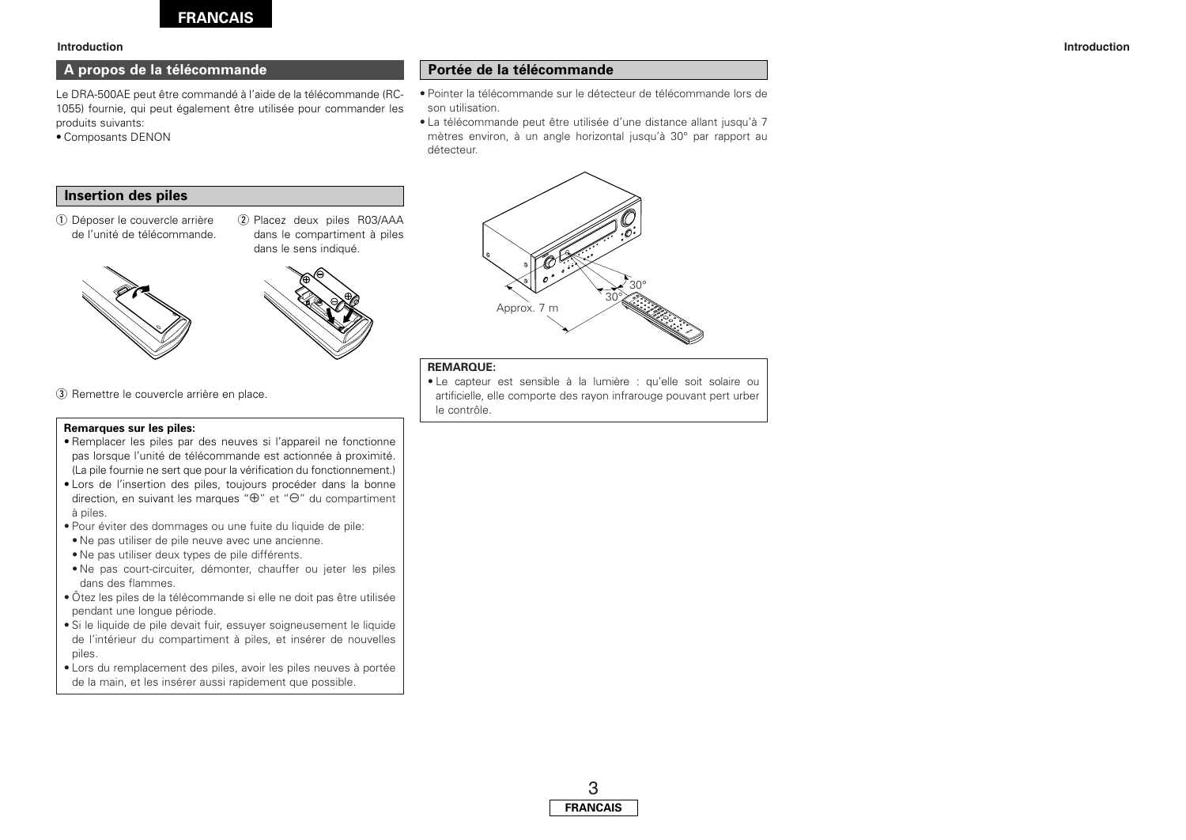## A propos de la télécommande

Le DRA-500AE peut être commandé à l'aide de la télécommande (RC-1055) fournie, qui peut également être utilisée pour commander les produits suivants:

- Composants DENON

## Insertion des piles

① Déposer le couvercle arrière de l'unité de télécommande.

② Placez deux piles R03/AAA dans le compartiment à piles dans le sens indiqué.

③ Remettre le couvercle arrière en place.

**Remarques sur les piles:**

- Remplacer les piles par des neuves si l'appareil ne fonctionne pas lorsque l'unité de télécommande est actionnée à proximité. (La pile fournie ne sert que pour la vérification du fonctionnement.)
- Lors de l'insertion des piles, toujours procéder dans la bonne direction, en suivant les marques "⊕" et "⊖" du compartiment à piles.
- Pour éviter des dommages ou une fuite du liquide de pile:
  - Ne pas utiliser de pile neuve avec une ancienne.
  - Ne pas utiliser deux types de pile différents.
  - Ne pas court-circuiter, démonter, chauffer ou jeter les piles dans des flammes.
- Ôtez les piles de la télécommande si elle ne doit pas être utilisée pendant une longue période.
- Si le liquide de pile devait fuir, essuyer soigneusement le liquide de l'intérieur du compartiment à piles, et insérer de nouvelles piles.
- Lors du remplacement des piles, avoir les piles neuves à portée de la main, et les insérer aussi rapidement que possible.

## Portée de la télécommande

- Pointer la télécommande sur le détecteur de télécommande lors de son utilisation.
- La télécommande peut être utilisée d'une distance allant jusqu'à 7 mètres environ, à un angle horizontal jusqu'à 30° par rapport au détecteur.

30°

30°

Approx. 7 m

**REMARQUE:**

- Le capteur est sensible à la lumière : qu'elle soit solaire ou artificielle, elle comporte des rayon infrarouge pouvant pert urber le contrôle.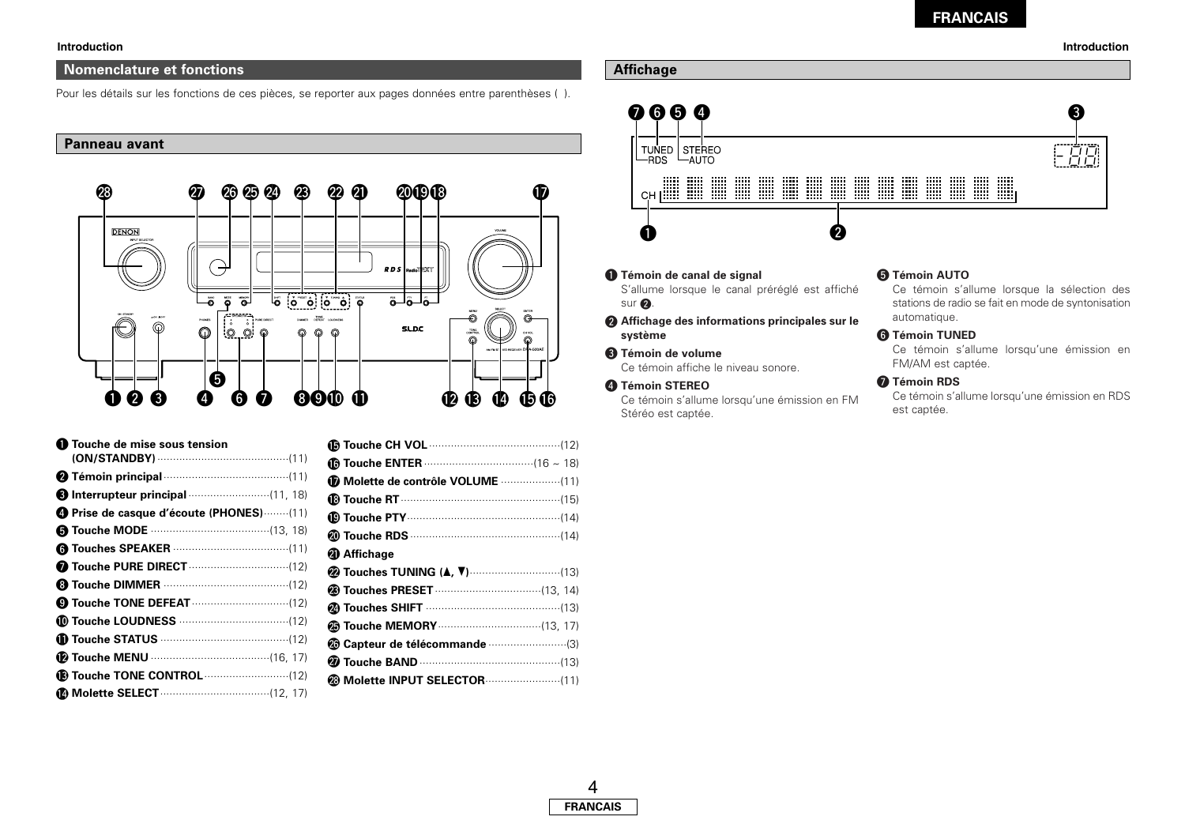## Nomenclature et fonctions

Pour les détails sur les fonctions de ces pièces, se reporter aux pages données entre parenthèses ( ).

### Panneau avant

- ❶ **Touche de mise sous tension (ON/STANDBY)** ............(11)
- ❷ **Témoin principal** ............(11)
- ❸ **Interrupteur principal** ............(11, 18)
- ❹ **Prise de casque d'écoute (PHONES)** ............(11)
- ❺ **Touche MODE** ............(13, 18)
- ❻ **Touches SPEAKER** ............(11)
- ❼ **Touche PURE DIRECT** ............(12)
- ❽ **Touche DIMMER** ............(12)
- ❾ **Touche TONE DEFEAT** ............(12)
- ❿ **Touche LOUDNESS** ............(12)
- ⓫ **Touche STATUS** ............(12)
- ⓬ **Touche MENU** ............(16, 17)
- ⓭ **Touche TONE CONTROL** ............(12)
- ⓮ **Molette SELECT** ............(12, 17)
- ⓯ **Touche CH VOL** ............(12)
- ⓰ **Touche ENTER** ............(16 ~ 18)
- ⓱ **Molette de contrôle VOLUME** ............(11)
- ⓲ **Touche RT** ............(15)
- ⓳ **Touche PTY** ............(14)
- ⓴ **Touche RDS** ............(14)
- ㉑ **Affichage**
- ㉒ **Touches TUNING (▲, ▼)** ............(13)
- ㉓ **Touches PRESET** ............(13, 14)
- ㉔ **Touches SHIFT** ............(13)
- ㉕ **Touche MEMORY** ............(13, 17)
- ㉖ **Capteur de télécommande** ............(3)
- ㉗ **Touche BAND** ............(13)
- ㉘ **Molette INPUT SELECTOR** ............(11)

### Affichage

❶ **Témoin de canal de signal**
S'allume lorsque le canal préréglé est affiché sur ❷.

❷ **Affichage des informations principales sur le système**

❸ **Témoin de volume**
Ce témoin affiche le niveau sonore.

❹ **Témoin STEREO**
Ce témoin s'allume lorsqu'une émission en FM Stéréo est captée.

❺ **Témoin AUTO**
Ce témoin s'allume lorsque la sélection des stations de radio se fait en mode de syntonisation automatique.

❻ **Témoin TUNED**
Ce témoin s'allume lorsqu'une émission en FM/AM est captée.

❼ **Témoin RDS**
Ce témoin s'allume lorsqu'une émission en RDS est captée.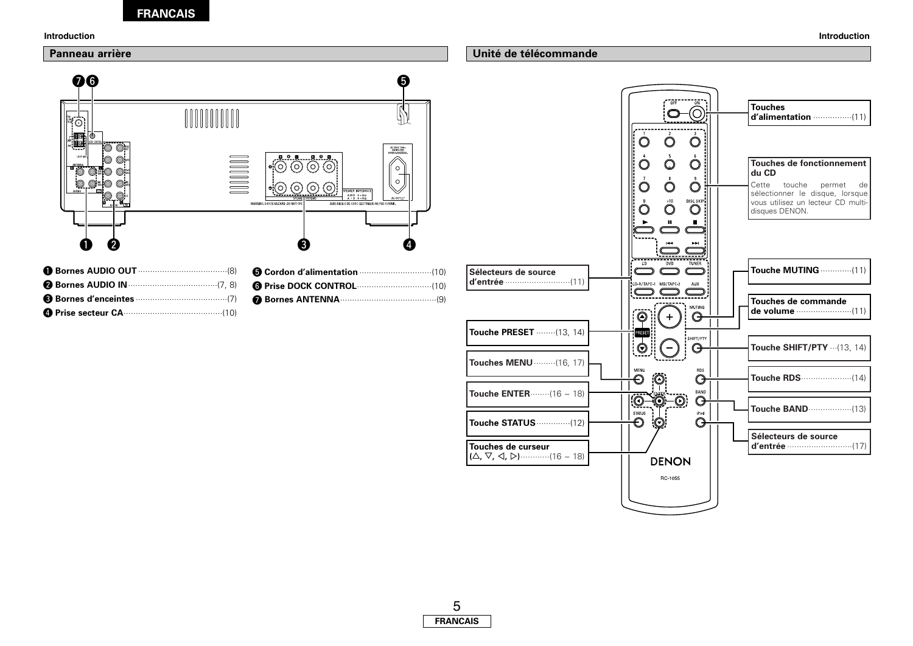## Panneau arrière

❶ **Bornes AUDIO OUT** ......................................(8)
❷ **Bornes AUDIO IN** .....................................(7, 8)
❸ **Bornes d'enceintes** ......................................(7)
❹ **Prise secteur CA** .........................................(10)
❺ **Cordon d'alimentation** ..............................(10)
❻ **Prise DOCK CONTROL** ...............................(10)
❼ **Bornes ANTENNA** .......................................(9)

## Unité de télécommande

**Touches d'alimentation** ................(11)

**Touches de fonctionnement du CD**
Cette touche permet de sélectionner le disque, lorsque vous utilisez un lecteur CD multi-disques DENON.

**Sélecteurs de source d'entrée** ...........................(11)

**Touche MUTING** .............(11)

**Touches de commande de volume** .......................(11)

**Touche PRESET** ........(13, 14)

**Touche SHIFT/PTY** ···(13, 14)

**Touches MENU** .........(16, 17)

**Touche RDS** .....................(14)

**Touche ENTER** ........(16 ~ 18)

**Touche BAND** ..................(13)

**Touche STATUS** ..............(12)

**Sélecteurs de source d'entrée** ............................(17)

**Touches de curseur (△, ▽, ◁, ▷)** ............(16 ~ 18)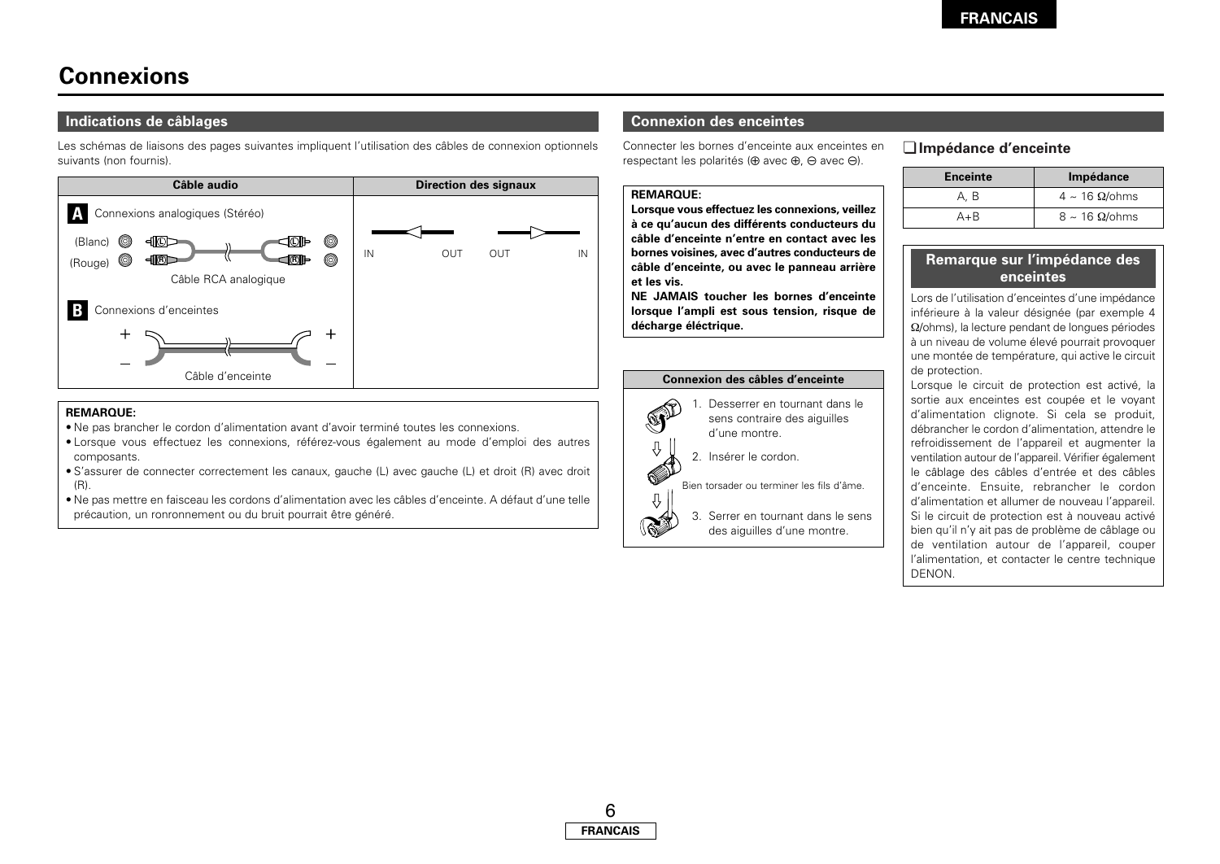# Connexions

## Indications de câblages

Les schémas de liaisons des pages suivantes impliquent l'utilisation des câbles de connexion optionnels suivants (non fournis).

| Câble audio | Direction des signaux |
|---|---|
| **A** Connexions analogiques (Stéréo)<br>(Blanc) L — L<br>(Rouge) R — R<br>Câble RCA analogique | IN ◁— OUT &nbsp;&nbsp; OUT —▷ IN |
| **B** Connexions d'enceintes<br>+ — +<br>– — –<br>Câble d'enceinte | |

**REMARQUE:**
- Ne pas brancher le cordon d'alimentation avant d'avoir terminé toutes les connexions.
- Lorsque vous effectuez les connexions, référez-vous également au mode d'emploi des autres composants.
- S'assurer de connecter correctement les canaux, gauche (L) avec gauche (L) et droit (R) avec droit (R).
- Ne pas mettre en faisceau les cordons d'alimentation avec les câbles d'enceinte. A défaut d'une telle précaution, un ronronnement ou du bruit pourrait être généré.

## Connexion des enceintes

Connecter les bornes d'enceinte aux enceintes en respectant les polarités (⊕ avec ⊕, ⊖ avec ⊖).

**REMARQUE:**
**Lorsque vous effectuez les connexions, veillez à ce qu'aucun des différents conducteurs du câble d'enceinte n'entre en contact avec les bornes voisines, avec d'autres conducteurs de câble d'enceinte, ou avec le panneau arrière et les vis.**
**NE JAMAIS toucher les bornes d'enceinte lorsque l'ampli est sous tension, risque de décharge éléctrique.**

**Connexion des câbles d'enceinte**

1. Desserrer en tournant dans le sens contraire des aiguilles d'une montre.
2. Insérer le cordon.

Bien torsader ou terminer les fils d'âme.

3. Serrer en tournant dans le sens des aiguilles d'une montre.

### ❑ Impédance d'enceinte

| Enceinte | Impédance |
|---|---|
| A, B | 4 ~ 16 Ω/ohms |
| A+B | 8 ~ 16 Ω/ohms |

**Remarque sur l'impédance des enceintes**

Lors de l'utilisation d'enceintes d'une impédance inférieure à la valeur désignée (par exemple 4 Ω/ohms), la lecture pendant de longues périodes à un niveau de volume élevé pourrait provoquer une montée de température, qui active le circuit de protection.

Lorsque le circuit de protection est activé, la sortie aux enceintes est coupée et le voyant d'alimentation clignote. Si cela se produit, débrancher le cordon d'alimentation, attendre le refroidissement de l'appareil et augmenter la ventilation autour de l'appareil. Vérifier également le câblage des câbles d'entrée et des câbles d'enceinte. Ensuite, rebrancher le cordon d'alimentation et allumer de nouveau l'appareil. Si le circuit de protection est à nouveau activé bien qu'il n'y ait pas de problème de câblage ou de ventilation autour de l'appareil, couper l'alimentation, et contacter le centre technique DENON.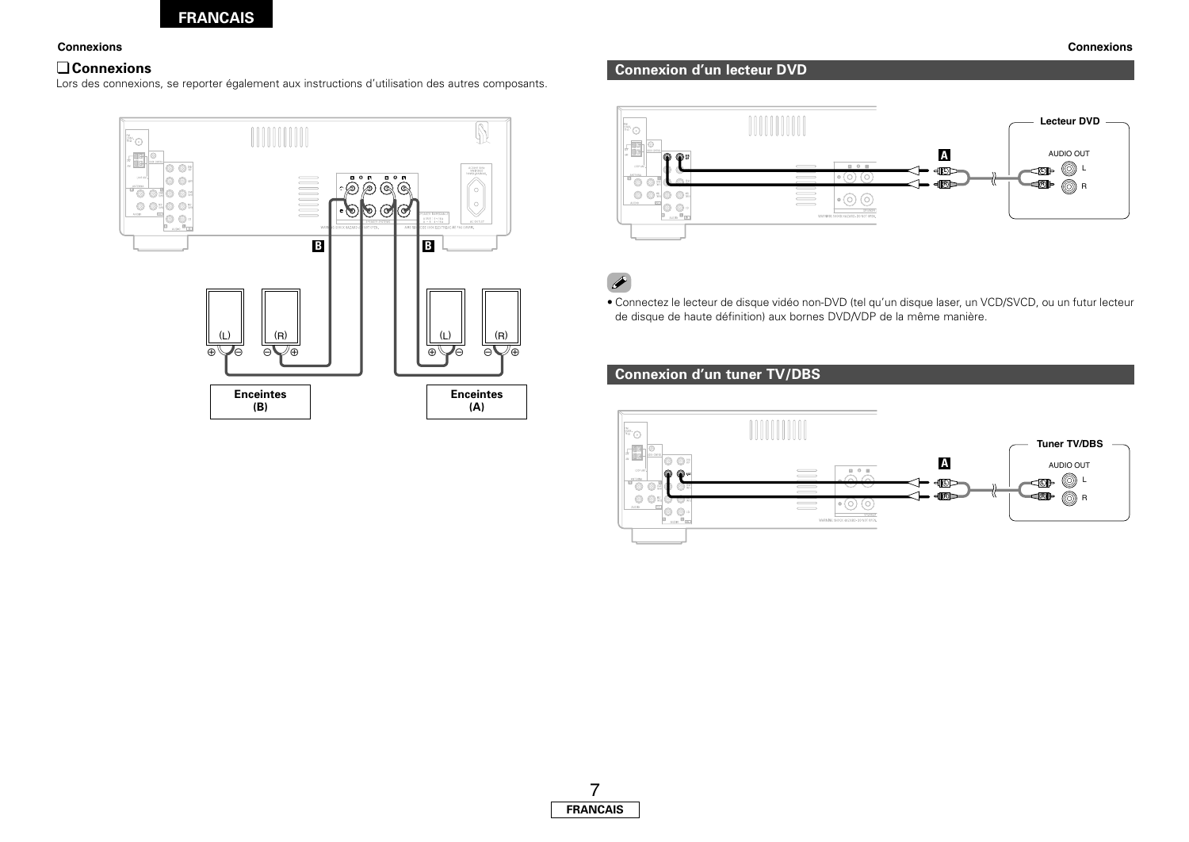## ❑ Connexions

Lors des connexions, se reporter également aux instructions d'utilisation des autres composants.

Enceintes (B)

Enceintes (A)

## Connexion d'un lecteur DVD

Lecteur DVD

AUDIO OUT

- Connectez le lecteur de disque vidéo non-DVD (tel qu'un disque laser, un VCD/SVCD, ou un futur lecteur de disque de haute définition) aux bornes DVD/VDP de la même manière.

## Connexion d'un tuner TV/DBS

Tuner TV/DBS

AUDIO OUT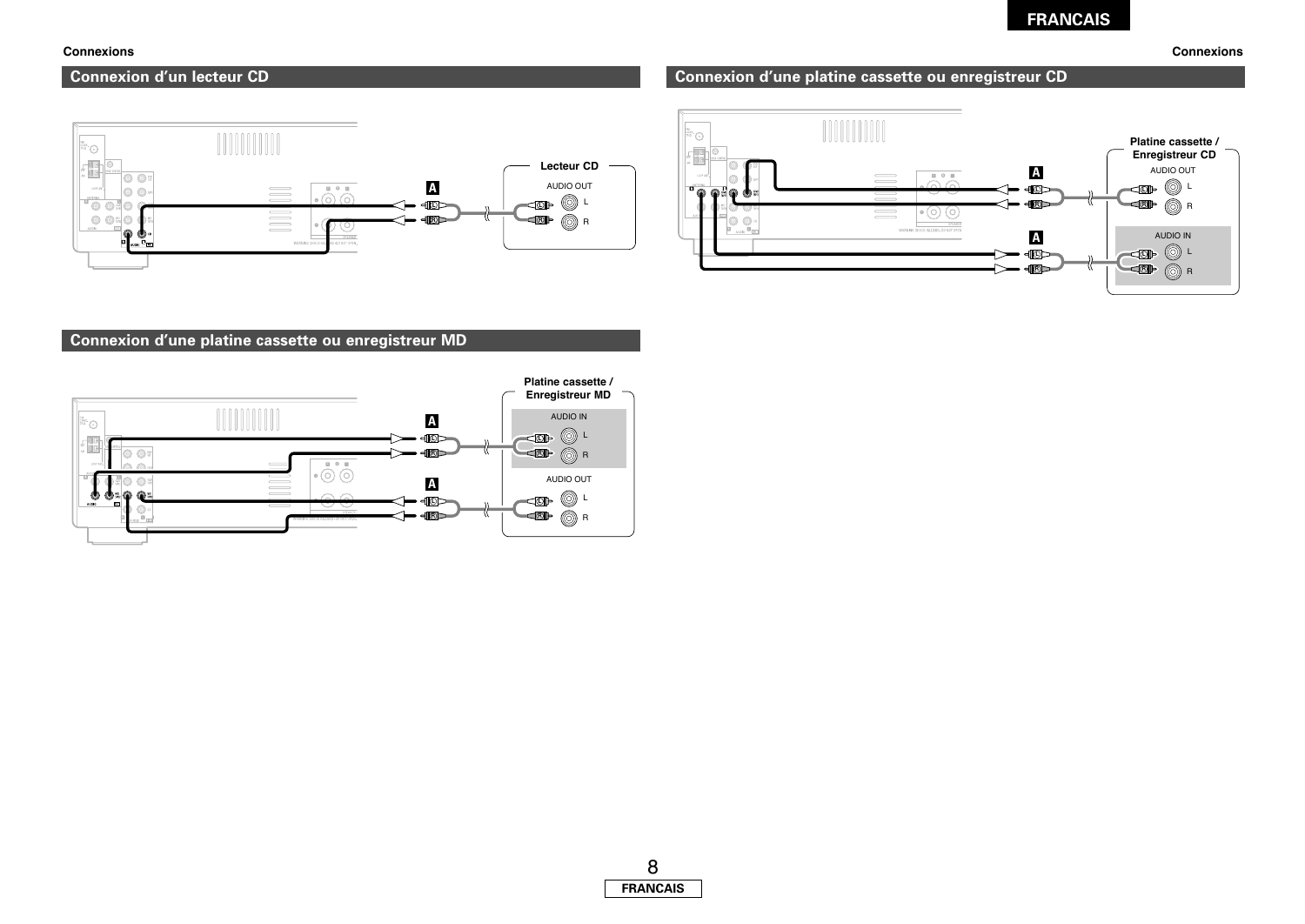## Connexion d'un lecteur CD

A

Lecteur CD

AUDIO OUT

L

R

## Connexion d'une platine cassette ou enregistreur MD

Platine cassette / Enregistreur MD

A

AUDIO IN

L

R

A

AUDIO OUT

L

R

## Connexion d'une platine cassette ou enregistreur CD

Platine cassette / Enregistreur CD

A

AUDIO OUT

L

R

A

AUDIO IN

L

R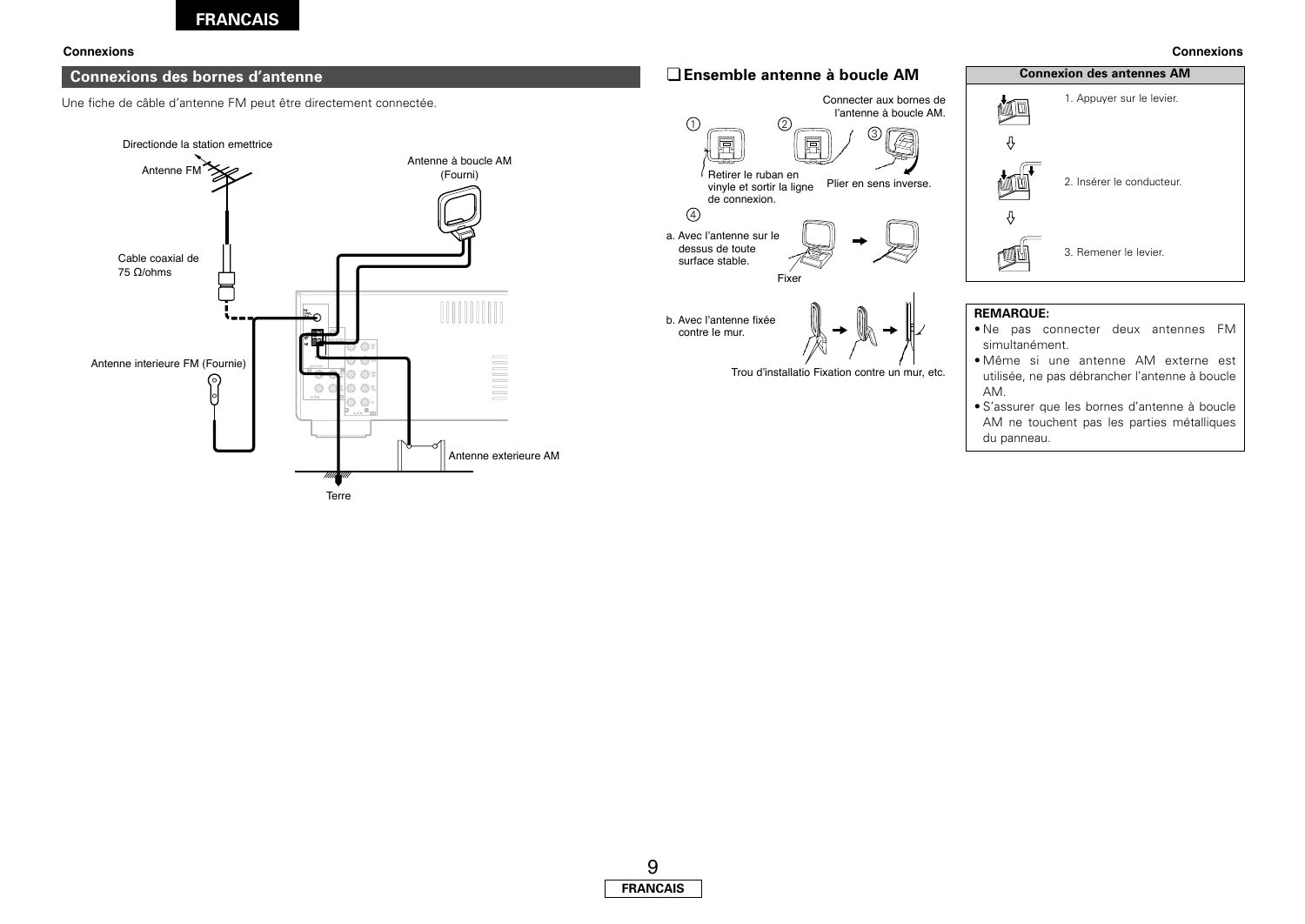## Connexions des bornes d'antenne

Une fiche de câble d'antenne FM peut être directement connectée.

Directionde la station emettrice

Antenne FM

Cable coaxial de 75 Ω/ohms

Antenne interieure FM (Fournie)

Antenne à boucle AM (Fourni)

Antenne exterieure AM

Terre

## ❑ Ensemble antenne à boucle AM

Connecter aux bornes de l'antenne à boucle AM.

① ② ③

Retirer le ruban en vinyle et sortir la ligne de connexion.

Plier en sens inverse.

④

a. Avec l'antenne sur le dessus de toute surface stable.

Fixer

b. Avec l'antenne fixée contre le mur.

Trou d'installatio Fixation contre un mur, etc.

| Connexion des antennes AM |
| --- |
| 1. Appuyer sur le levier. |
| 2. Insérer le conducteur. |
| 3. Remener le levier. |

**REMARQUE:**

- Ne pas connecter deux antennes FM simultanément.
- Même si une antenne AM externe est utilisée, ne pas débrancher l'antenne à boucle AM.
- S'assurer que les bornes d'antenne à boucle AM ne touchent pas les parties métalliques du panneau.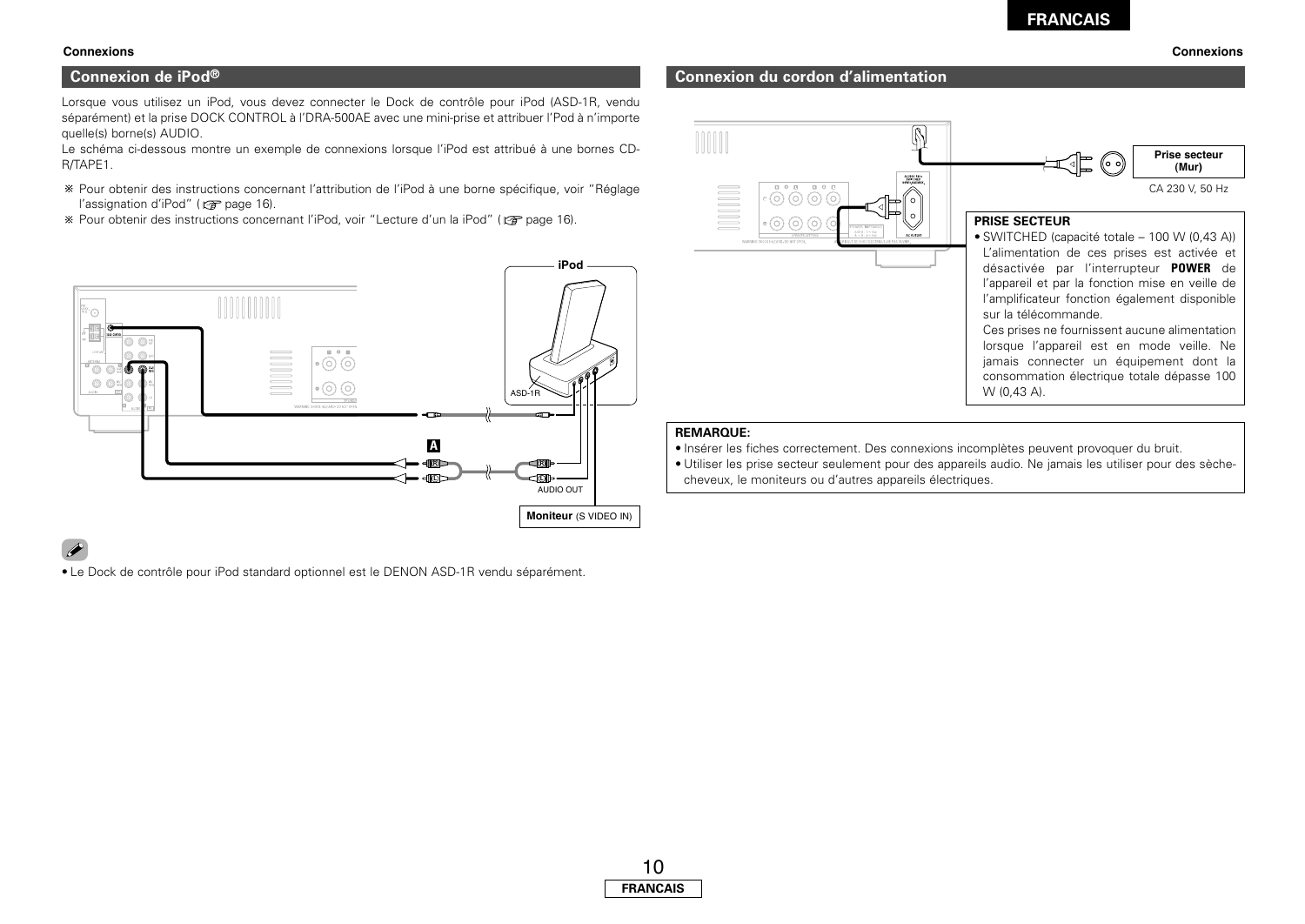## Connexion de iPod®

Lorsque vous utilisez un iPod, vous devez connecter le Dock de contrôle pour iPod (ASD-1R, vendu séparément) et la prise DOCK CONTROL à l'DRA-500AE avec une mini-prise et attribuer l'Pod à n'importe quelle(s) borne(s) AUDIO.

Le schéma ci-dessous montre un exemple de connexions lorsque l'iPod est attribué à une bornes CD-R/TAPE1.

※ Pour obtenir des instructions concernant l'attribution de l'iPod à une borne spécifique, voir "Réglage l'assignation d'iPod" (☞ page 16).

※ Pour obtenir des instructions concernant l'iPod, voir "Lecture d'un la iPod" (☞ page 16).

iPod

ASD-1R

A

AUDIO OUT

**Moniteur** (S VIDEO IN)

• Le Dock de contrôle pour iPod standard optionnel est le DENON ASD-1R vendu séparément.

## Connexion du cordon d'alimentation

**Prise secteur (Mur)**

CA 230 V, 50 Hz

**PRISE SECTEUR**

• SWITCHED (capacité totale – 100 W (0,43 A)) L'alimentation de ces prises est activée et désactivée par l'interrupteur **POWER** de l'appareil et par la fonction mise en veille de l'amplificateur fonction également disponible sur la télécommande.
Ces prises ne fournissent aucune alimentation lorsque l'appareil est en mode veille. Ne jamais connecter un équipement dont la consommation électrique totale dépasse 100 W (0,43 A).

**REMARQUE:**

• Insérer les fiches correctement. Des connexions incomplètes peuvent provoquer du bruit.
• Utiliser les prise secteur seulement pour des appareils audio. Ne jamais les utiliser pour des sèche-cheveux, le moniteurs ou d'autres appareils électriques.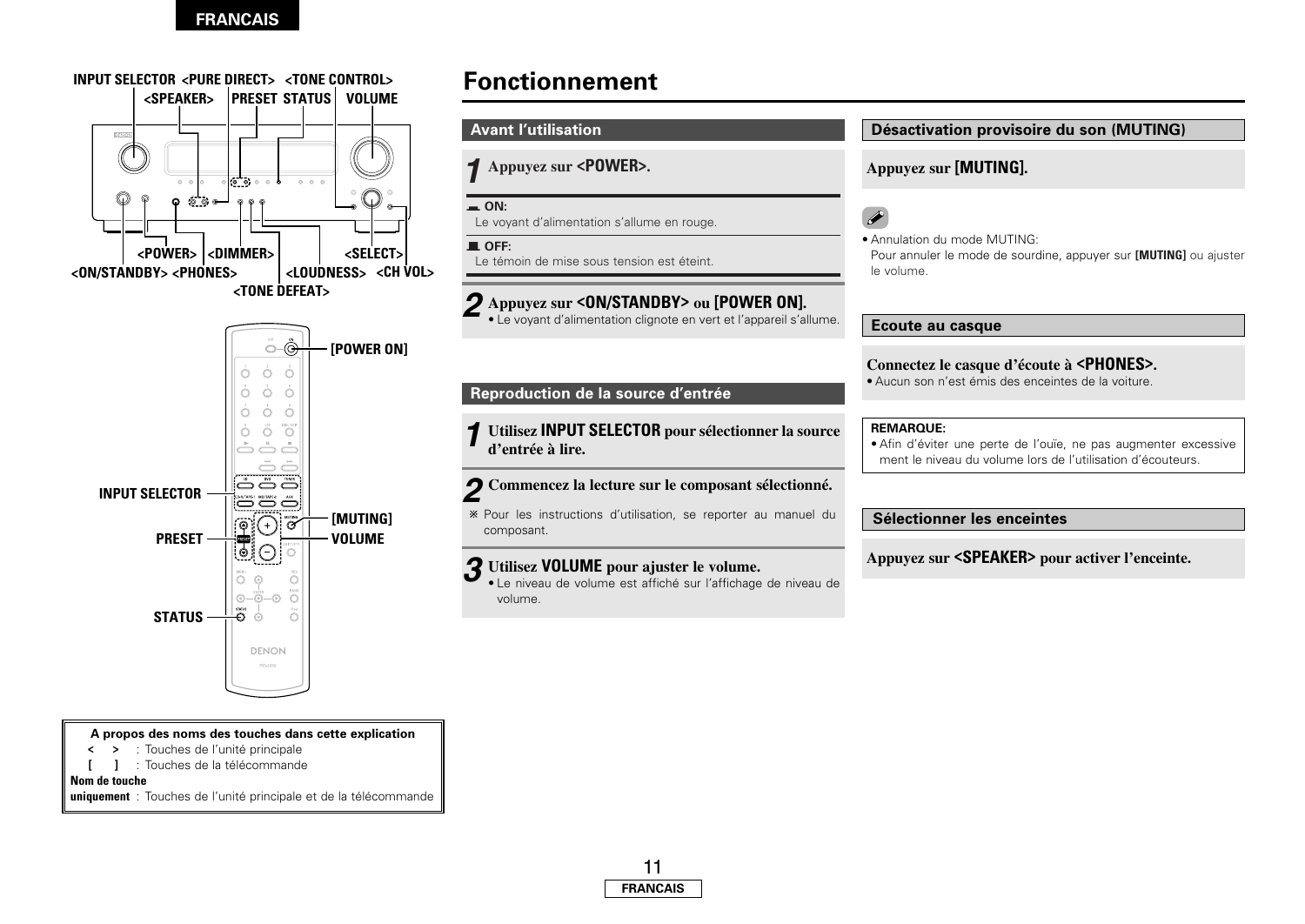# Fonctionnement

INPUT SELECTOR <PURE DIRECT> <TONE CONTROL>
<SPEAKER> PRESET STATUS VOLUME

<POWER> <DIMMER> <SELECT>
<ON/STANDBY> <PHONES> <LOUDNESS> <CH VOL>
<TONE DEFEAT>

[POWER ON]
INPUT SELECTOR
PRESET
[MUTING]
VOLUME
STATUS

| A propos des noms des touches dans cette explication | |
|---|---|
| < > | : Touches de l'unité principale |
| [ ] | : Touches de la télécommande |
| **Nom de touche uniquement** | : Touches de l'unité principale et de la télécommande |

## Avant l'utilisation

**1** **Appuyez sur <POWER>.**

**ON:**
Le voyant d'alimentation s'allume en rouge.

**OFF:**
Le témoin de mise sous tension est éteint.

**2** **Appuyez sur <ON/STANDBY> ou [POWER ON].**
- Le voyant d'alimentation clignote en vert et l'appareil s'allume.

## Reproduction de la source d'entrée

**1** **Utilisez INPUT SELECTOR pour sélectionner la source d'entrée à lire.**

**2** **Commencez la lecture sur le composant sélectionné.**

※ Pour les instructions d'utilisation, se reporter au manuel du composant.

**3** **Utilisez VOLUME pour ajuster le volume.**
- Le niveau de volume est affiché sur l'affichage de niveau de volume.

## Désactivation provisoire du son (MUTING)

**Appuyez sur [MUTING].**

- Annulation du mode MUTING:
  Pour annuler le mode de sourdine, appuyer sur **[MUTING]** ou ajuster le volume.

## Ecoute au casque

**Connectez le casque d'écoute à <PHONES>.**
- Aucun son n'est émis des enceintes de la voiture.

**REMARQUE:**
- Afin d'éviter une perte de l'ouïe, ne pas augmenter excessive ment le niveau du volume lors de l'utilisation d'écouteurs.

## Sélectionner les enceintes

**Appuyez sur <SPEAKER> pour activer l'enceinte.**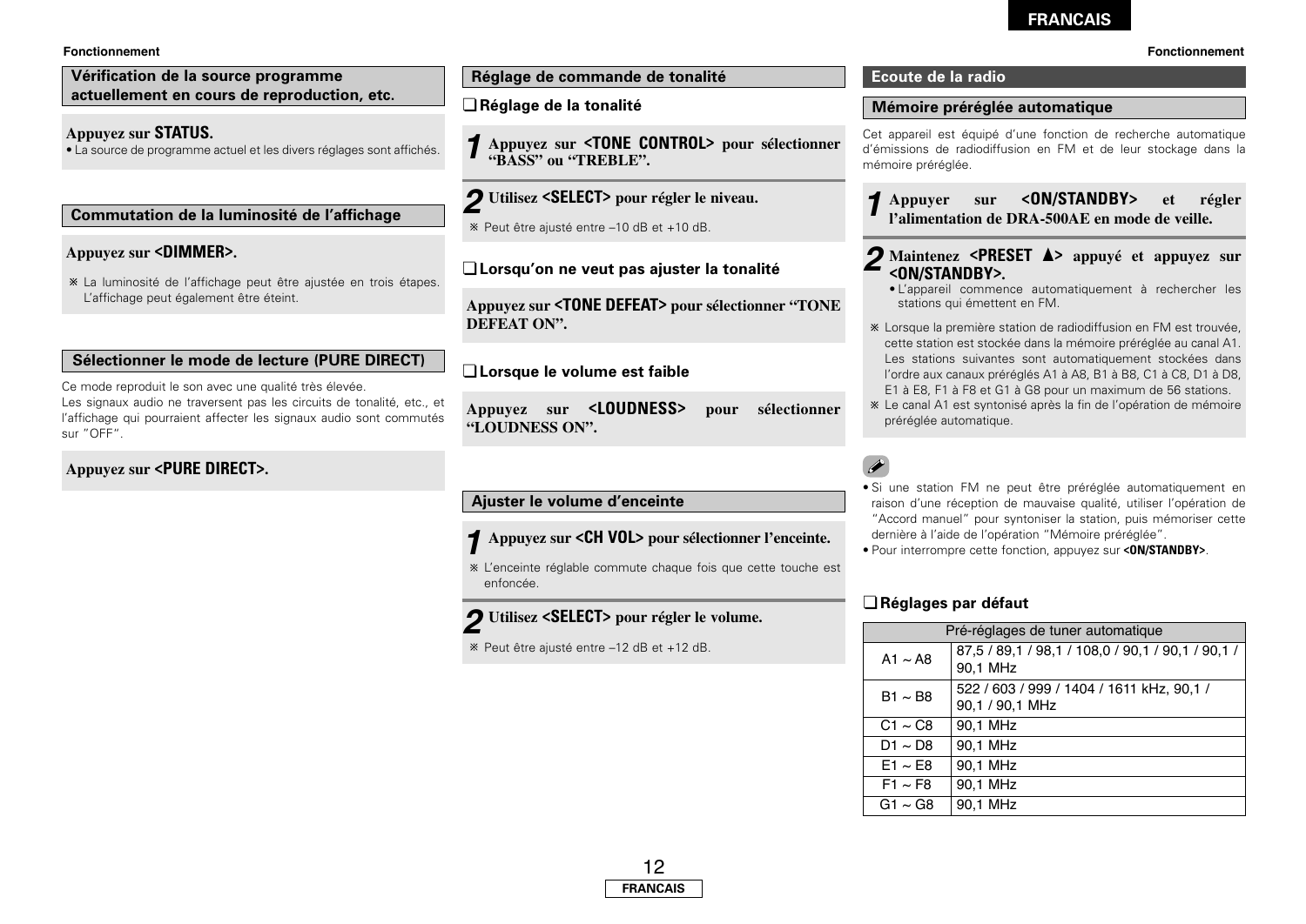## Vérification de la source programme actuellement en cours de reproduction, etc.

**Appuyez sur STATUS.**

- La source de programme actuel et les divers réglages sont affichés.

## Commutation de la luminosité de l'affichage

**Appuyez sur <DIMMER>.**

※ La luminosité de l'affichage peut être ajustée en trois étapes. L'affichage peut également être éteint.

## Sélectionner le mode de lecture (PURE DIRECT)

Ce mode reproduit le son avec une qualité très élevée.
Les signaux audio ne traversent pas les circuits de tonalité, etc., et l'affichage qui pourraient affecter les signaux audio sont commutés sur "OFF".

**Appuyez sur <PURE DIRECT>.**

## Réglage de commande de tonalité

### ❑ Réglage de la tonalité

**1** **Appuyez sur <TONE CONTROL> pour sélectionner "BASS" ou "TREBLE".**

**2** **Utilisez <SELECT> pour régler le niveau.**

※ Peut être ajusté entre –10 dB et +10 dB.

### ❑ Lorsqu'on ne veut pas ajuster la tonalité

**Appuyez sur <TONE DEFEAT> pour sélectionner "TONE DEFEAT ON".**

### ❑ Lorsque le volume est faible

**Appuyez sur <LOUDNESS> pour sélectionner "LOUDNESS ON".**

## Ajuster le volume d'enceinte

**1** **Appuyez sur <CH VOL> pour sélectionner l'enceinte.**

※ L'enceinte réglable commute chaque fois que cette touche est enfoncée.

**2** **Utilisez <SELECT> pour régler le volume.**

※ Peut être ajusté entre –12 dB et +12 dB.

## Ecoute de la radio

### Mémoire préréglée automatique

Cet appareil est équipé d'une fonction de recherche automatique d'émissions de radiodiffusion en FM et de leur stockage dans la mémoire préréglée.

**1** **Appuyer sur <ON/STANDBY> et régler l'alimentation de DRA-500AE en mode de veille.**

**2** **Maintenez <PRESET ▲> appuyé et appuyez sur <ON/STANDBY>.**

- L'appareil commence automatiquement à rechercher les stations qui émettent en FM.

※ Lorsque la première station de radiodiffusion en FM est trouvée, cette station est stockée dans la mémoire préréglée au canal A1. Les stations suivantes sont automatiquement stockées dans l'ordre aux canaux préréglés A1 à A8, B1 à B8, C1 à C8, D1 à D8, E1 à E8, F1 à F8 et G1 à G8 pour un maximum de 56 stations.
※ Le canal A1 est syntonisé après la fin de l'opération de mémoire préréglée automatique.

- Si une station FM ne peut être préréglée automatiquement en raison d'une réception de mauvaise qualité, utiliser l'opération de "Accord manuel" pour syntoniser la station, puis mémoriser cette dernière à l'aide de l'opération "Mémoire préréglée".
- Pour interrompre cette fonction, appuyez sur **<ON/STANDBY>**.

### ❑ Réglages par défaut

| Pré-réglages de tuner automatique | |
|---|---|
| A1 ~ A8 | 87,5 / 89,1 / 98,1 / 108,0 / 90,1 / 90,1 / 90,1 / 90,1 MHz |
| B1 ~ B8 | 522 / 603 / 999 / 1404 / 1611 kHz, 90,1 / 90,1 / 90,1 MHz |
| C1 ~ C8 | 90,1 MHz |
| D1 ~ D8 | 90,1 MHz |
| E1 ~ E8 | 90,1 MHz |
| F1 ~ F8 | 90,1 MHz |
| G1 ~ G8 | 90,1 MHz |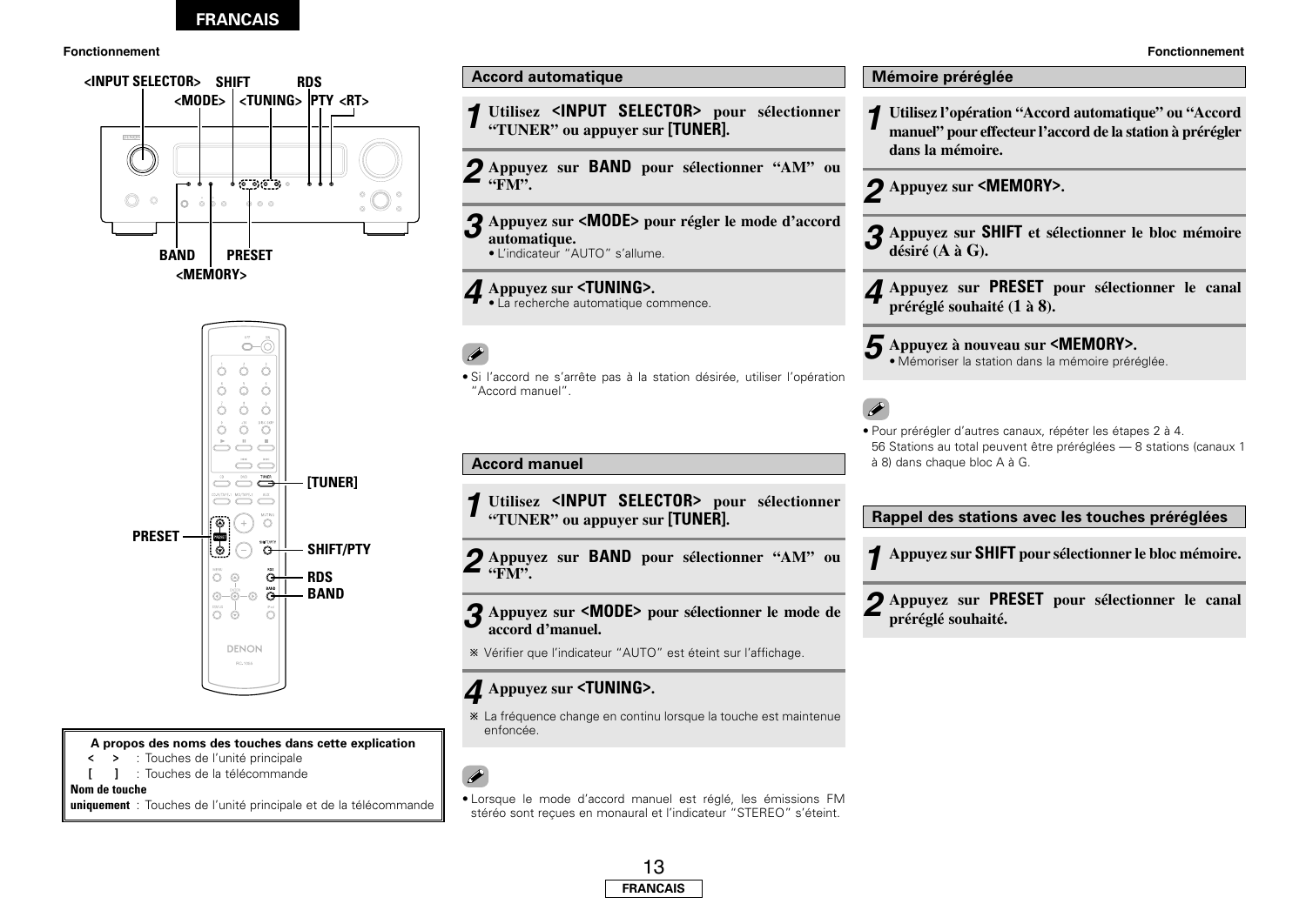Fonctionnement

<INPUT SELECTOR> SHIFT RDS
<MODE> <TUNING> PTY <RT>

BAND PRESET
<MEMORY>

[TUNER]

PRESET

SHIFT/PTY

RDS
BAND

**A propos des noms des touches dans cette explication**

< > : Touches de l'unité principale
[ ] : Touches de la télécommande
**Nom de touche uniquement** : Touches de l'unité principale et de la télécommande

## Accord automatique

**1** **Utilisez <INPUT SELECTOR> pour sélectionner "TUNER" ou appuyer sur [TUNER].**

**2** **Appuyez sur BAND pour sélectionner "AM" ou "FM".**

**3** **Appuyez sur <MODE> pour régler le mode d'accord automatique.**
- L'indicateur "AUTO" s'allume.

**4** **Appuyez sur <TUNING>.**
- La recherche automatique commence.

- Si l'accord ne s'arrête pas à la station désirée, utiliser l'opération "Accord manuel".

## Accord manuel

**1** **Utilisez <INPUT SELECTOR> pour sélectionner "TUNER" ou appuyer sur [TUNER].**

**2** **Appuyez sur BAND pour sélectionner "AM" ou "FM".**

**3** **Appuyez sur <MODE> pour sélectionner le mode de accord d'manuel.**

※ Vérifier que l'indicateur "AUTO" est éteint sur l'affichage.

**4** **Appuyez sur <TUNING>.**

※ La fréquence change en continu lorsque la touche est maintenue enfoncée.

- Lorsque le mode d'accord manuel est réglé, les émissions FM stéréo sont reçues en monaural et l'indicateur "STEREO" s'éteint.

## Mémoire préréglée

**1** **Utilisez l'opération "Accord automatique" ou "Accord manuel" pour effecteur l'accord de la station à prérégler dans la mémoire.**

**2** **Appuyez sur <MEMORY>.**

**3** **Appuyez sur SHIFT et sélectionner le bloc mémoire désiré (A à G).**

**4** **Appuyez sur PRESET pour sélectionner le canal préréglé souhaité (1 à 8).**

**5** **Appuyez à nouveau sur <MEMORY>.**
- Mémoriser la station dans la mémoire préréglée.

- Pour prérégler d'autres canaux, répéter les étapes 2 à 4.
  56 Stations au total peuvent être préréglées — 8 stations (canaux 1 à 8) dans chaque bloc A à G.

## Rappel des stations avec les touches préréglées

**1** **Appuyez sur SHIFT pour sélectionner le bloc mémoire.**

**2** **Appuyez sur PRESET pour sélectionner le canal préréglé souhaité.**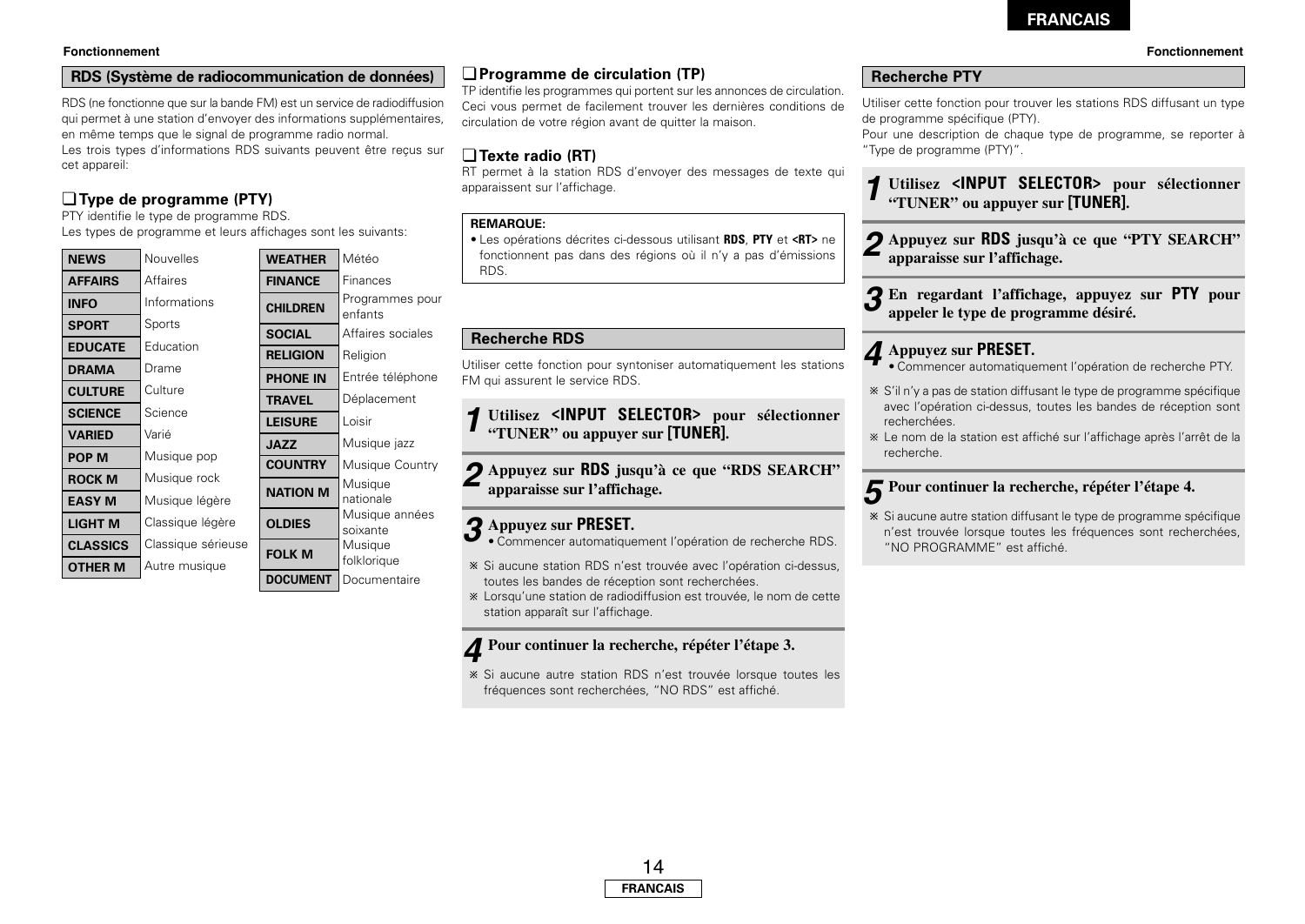## RDS (Système de radiocommunication de données)

RDS (ne fonctionne que sur la bande FM) est un service de radiodiffusion qui permet à une station d'envoyer des informations supplémentaires, en même temps que le signal de programme radio normal.
Les trois types d'informations RDS suivants peuvent être reçus sur cet appareil:

### ❑ Type de programme (PTY)

PTY identifie le type de programme RDS.
Les types de programme et leurs affichages sont les suivants:

| | |
|---|---|
| **NEWS** | Nouvelles |
| **AFFAIRS** | Affaires |
| **INFO** | Informations |
| **SPORT** | Sports |
| **EDUCATE** | Education |
| **DRAMA** | Drame |
| **CULTURE** | Culture |
| **SCIENCE** | Science |
| **VARIED** | Varié |
| **POP M** | Musique pop |
| **ROCK M** | Musique rock |
| **EASY M** | Musique légère |
| **LIGHT M** | Classique légère |
| **CLASSICS** | Classique sérieuse |
| **OTHER M** | Autre musique |

| | |
|---|---|
| **WEATHER** | Météo |
| **FINANCE** | Finances |
| **CHILDREN** | Programmes pour enfants |
| **SOCIAL** | Affaires sociales |
| **RELIGION** | Religion |
| **PHONE IN** | Entrée téléphone |
| **TRAVEL** | Déplacement |
| **LEISURE** | Loisir |
| **JAZZ** | Musique jazz |
| **COUNTRY** | Musique Country |
| **NATION M** | Musique nationale |
| **OLDIES** | Musique années soixante |
| **FOLK M** | Musique folklorique |
| **DOCUMENT** | Documentaire |

### ❑ Programme de circulation (TP)

TP identifie les programmes qui portent sur les annonces de circulation. Ceci vous permet de facilement trouver les dernières conditions de circulation de votre région avant de quitter la maison.

### ❑ Texte radio (RT)

RT permet à la station RDS d'envoyer des messages de texte qui apparaissent sur l'affichage.

**REMARQUE:**
- Les opérations décrites ci-dessous utilisant **RDS**, **PTY** et **<RT>** ne fonctionnent pas dans des régions où il n'y a pas d'émissions RDS.

## Recherche RDS

Utiliser cette fonction pour syntoniser automatiquement les stations FM qui assurent le service RDS.

**1** **Utilisez <INPUT SELECTOR> pour sélectionner "TUNER" ou appuyer sur [TUNER].**

**2** **Appuyez sur RDS jusqu'à ce que "RDS SEARCH" apparaisse sur l'affichage.**

**3** **Appuyez sur PRESET.**
- Commencer automatiquement l'opération de recherche RDS.

※ Si aucune station RDS n'est trouvée avec l'opération ci-dessus, toutes les bandes de réception sont recherchées.
※ Lorsqu'une station de radiodiffusion est trouvée, le nom de cette station apparaît sur l'affichage.

**4** **Pour continuer la recherche, répéter l'étape 3.**

※ Si aucune autre station RDS n'est trouvée lorsque toutes les fréquences sont recherchées, "NO RDS" est affiché.

## Recherche PTY

Utiliser cette fonction pour trouver les stations RDS diffusant un type de programme spécifique (PTY).
Pour une description de chaque type de programme, se reporter à "Type de programme (PTY)".

**1** **Utilisez <INPUT SELECTOR> pour sélectionner "TUNER" ou appuyer sur [TUNER].**

**2** **Appuyez sur RDS jusqu'à ce que "PTY SEARCH" apparaisse sur l'affichage.**

**3** **En regardant l'affichage, appuyez sur PTY pour appeler le type de programme désiré.**

**4** **Appuyez sur PRESET.**
- Commencer automatiquement l'opération de recherche PTY.

※ S'il n'y a pas de station diffusant le type de programme spécifique avec l'opération ci-dessus, toutes les bandes de réception sont recherchées.
※ Le nom de la station est affiché sur l'affichage après l'arrêt de la recherche.

**5** **Pour continuer la recherche, répéter l'étape 4.**

※ Si aucune autre station diffusant le type de programme spécifique n'est trouvée lorsque toutes les fréquences sont recherchées, "NO PROGRAMME" est affiché.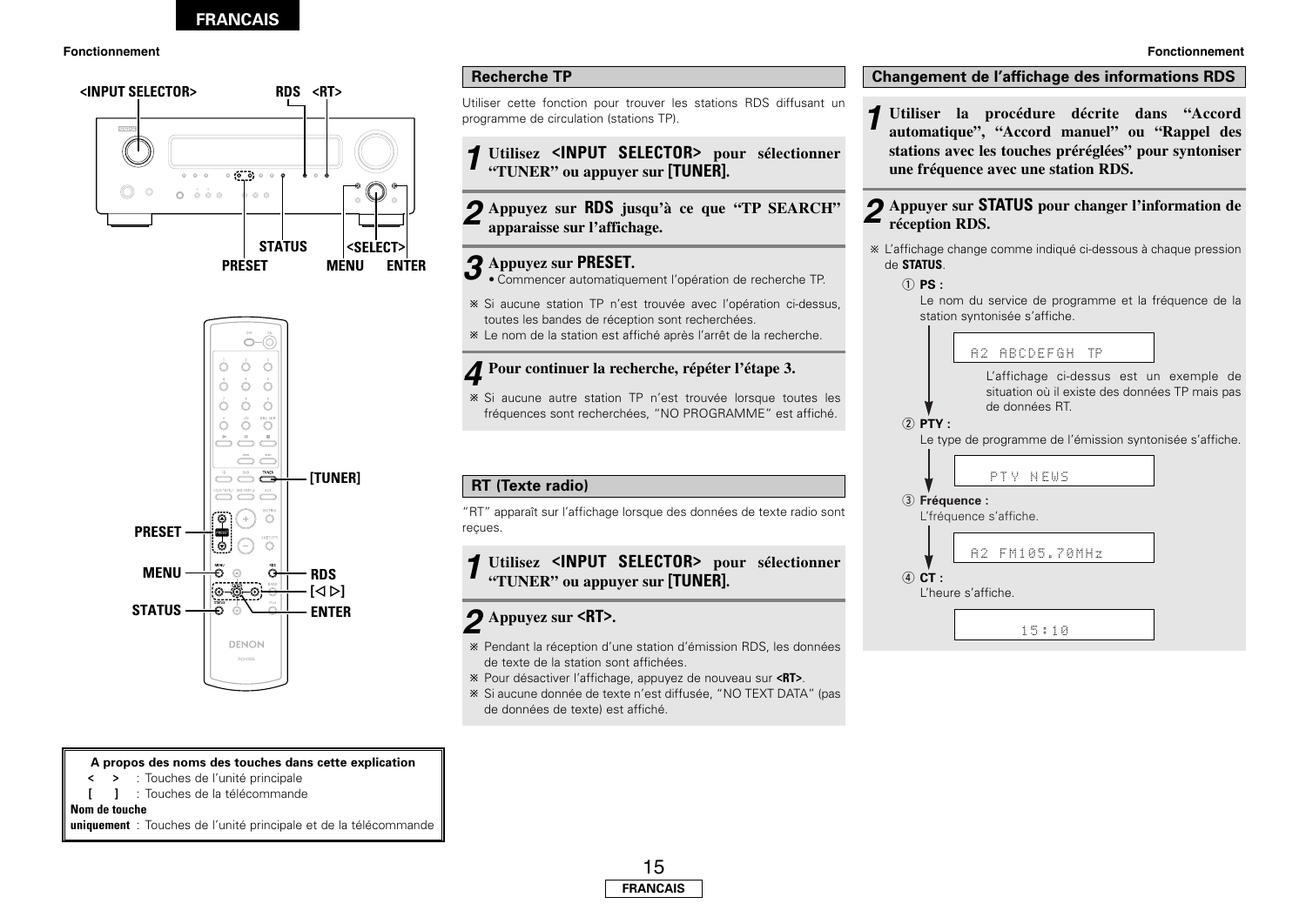## Recherche TP

Utiliser cette fonction pour trouver les stations RDS diffusant un programme de circulation (stations TP).

**1** **Utilisez <INPUT SELECTOR> pour sélectionner "TUNER" ou appuyer sur [TUNER].**

**2** **Appuyez sur RDS jusqu'à ce que "TP SEARCH" apparaisse sur l'affichage.**

**3** **Appuyez sur PRESET.**
• Commencer automatiquement l'opération de recherche TP.

※ Si aucune station TP n'est trouvée avec l'opération ci-dessus, toutes les bandes de réception sont recherchées.
※ Le nom de la station est affiché après l'arrêt de la recherche.

**4** **Pour continuer la recherche, répéter l'étape 3.**

※ Si aucune autre station TP n'est trouvée lorsque toutes les fréquences sont recherchées, "NO PROGRAMME" est affiché.

## RT (Texte radio)

"RT" apparaît sur l'affichage lorsque des données de texte radio sont reçues.

**1** **Utilisez <INPUT SELECTOR> pour sélectionner "TUNER" ou appuyer sur [TUNER].**

**2** **Appuyez sur <RT>.**

※ Pendant la réception d'une station d'émission RDS, les données de texte de la station sont affichées.
※ Pour désactiver l'affichage, appuyez de nouveau sur **<RT>**.
※ Si aucune donnée de texte n'est diffusée, "NO TEXT DATA" (pas de données de texte) est affiché.

## Changement de l'affichage des informations RDS

**1** **Utiliser la procédure décrite dans "Accord automatique", "Accord manuel" ou "Rappel des stations avec les touches préréglées" pour syntoniser une fréquence avec une station RDS.**

**2** **Appuyer sur STATUS pour changer l'information de réception RDS.**

※ L'affichage change comme indiqué ci-dessous à chaque pression de **STATUS**.

① **PS :**
Le nom du service de programme et la fréquence de la station syntonisée s'affiche.

```
A2 ABCDEFGH TP
```

L'affichage ci-dessus est un exemple de situation où il existe des données TP mais pas de données RT.

② **PTY :**
Le type de programme de l'émission syntonisée s'affiche.

```
PTY NEWS
```

③ **Fréquence :**
L'fréquence s'affiche.

```
A2 FM105.70MHz
```

④ **CT :**
L'heure s'affiche.

```
15:10
```

**A propos des noms des touches dans cette explication**

< > : Touches de l'unité principale
[ ] : Touches de la télécommande
**Nom de touche uniquement** : Touches de l'unité principale et de la télécommande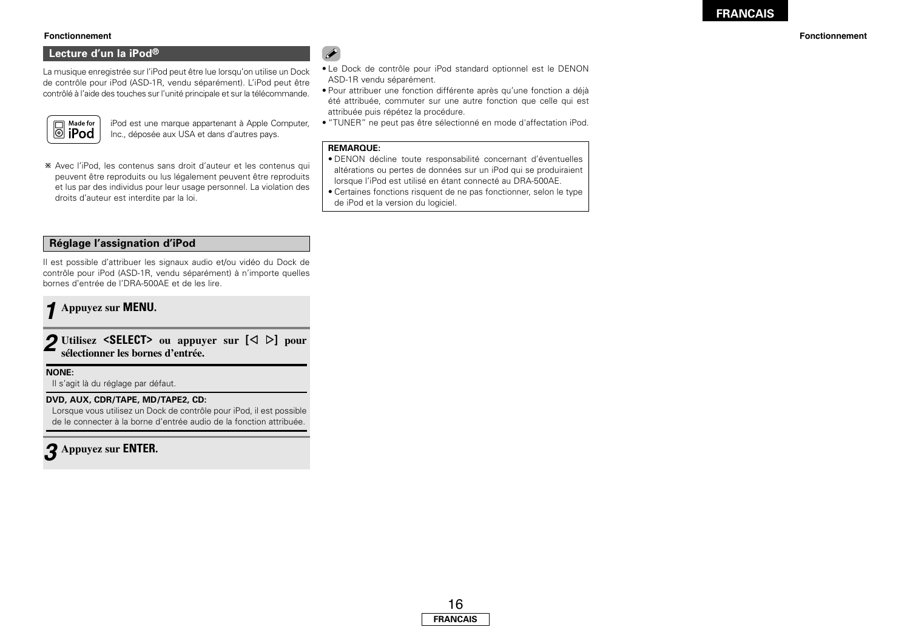## Lecture d’un la iPod®

La musique enregistrée sur l’iPod peut être lue lorsqu’on utilise un Dock de contrôle pour iPod (ASD-1R, vendu séparément). L’iPod peut être contrôlé à l’aide des touches sur l’unité principale et sur la télécommande.

iPod est une marque appartenant à Apple Computer, Inc., déposée aux USA et dans d’autres pays.

※ Avec l’iPod, les contenus sans droit d’auteur et les contenus qui peuvent être reproduits ou lus légalement peuvent être reproduits et lus par des individus pour leur usage personnel. La violation des droits d’auteur est interdite par la loi.

## Réglage l’assignation d’iPod

Il est possible d’attribuer les signaux audio et/ou vidéo du Dock de contrôle pour iPod (ASD-1R, vendu séparément) à n’importe quelles bornes d’entrée de l’DRA-500AE et de les lire.

**1** **Appuyez sur MENU.**

**2** **Utilisez <SELECT> ou appuyer sur [◁ ▷] pour sélectionner les bornes d’entrée.**

**NONE:**
Il s’agit là du réglage par défaut.

**DVD, AUX, CDR/TAPE, MD/TAPE2, CD:**
Lorsque vous utilisez un Dock de contrôle pour iPod, il est possible de le connecter à la borne d’entrée audio de la fonction attribuée.

**3** **Appuyez sur ENTER.**

- Le Dock de contrôle pour iPod standard optionnel est le DENON ASD-1R vendu séparément.
- Pour attribuer une fonction différente après qu’une fonction a déjà été attribuée, commuter sur une autre fonction que celle qui est attribuée puis répétez la procédure.
- ”TUNER” ne peut pas être sélectionné en mode d'affectation iPod.

**REMARQUE:**
- DENON décline toute responsabilité concernant d’éventuelles altérations ou pertes de données sur un iPod qui se produiraient lorsque l’iPod est utilisé en étant connecté au DRA-500AE.
- Certaines fonctions risquent de ne pas fonctionner, selon le type de iPod et la version du logiciel.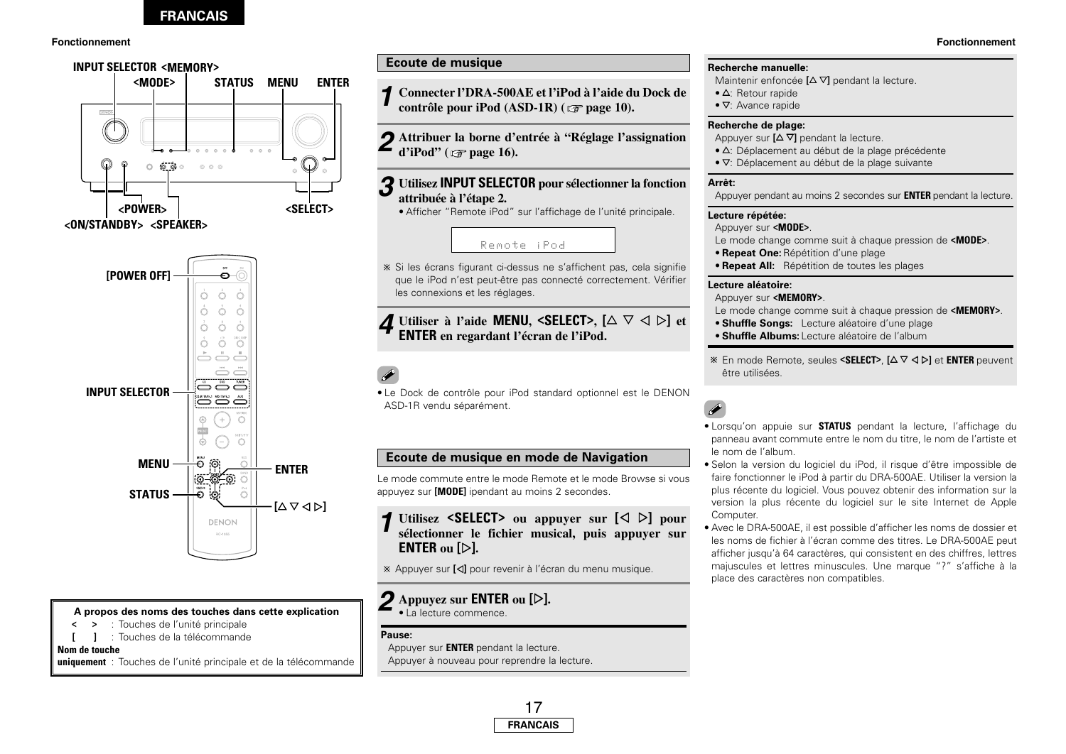INPUT SELECTOR <MEMORY>
<MODE> STATUS MENU ENTER

<POWER> <SELECT>
<ON/STANDBY> <SPEAKER>

[POWER OFF]

INPUT SELECTOR

MENU ENTER
STATUS [△ ▽ ◁ ▷]

| A propos des noms des touches dans cette explication | |
|---|---|
| < > | : Touches de l'unité principale |
| [ ] | : Touches de la télécommande |
| **Nom de touche uniquement** | : Touches de l'unité principale et de la télécommande |

## Ecoute de musique

**1** **Connecter l'DRA-500AE et l'iPod à l'aide du Dock de contrôle pour iPod (ASD-1R) (☞ page 10).**

**2** **Attribuer la borne d'entrée à "Réglage l'assignation d'iPod" (☞ page 16).**

**3** **Utilisez INPUT SELECTOR pour sélectionner la fonction attribuée à l'étape 2.**

- Afficher "Remote iPod" sur l'affichage de l'unité principale.

```
Remote iPod
```

※ Si les écrans figurant ci-dessus ne s'affichent pas, cela signifie que le iPod n'est peut-être pas connecté correctement. Vérifier les connexions et les réglages.

**4** **Utiliser à l'aide MENU, <SELECT>, [△ ▽ ◁ ▷] et ENTER en regardant l'écran de l'iPod.**

- Le Dock de contrôle pour iPod standard optionnel est le DENON ASD-1R vendu séparément.

## Ecoute de musique en mode de Navigation

Le mode commute entre le mode Remote et le mode Browse si vous appuyez sur **[MODE]** ipendant au moins 2 secondes.

**1** **Utilisez <SELECT> ou appuyer sur [◁ ▷] pour sélectionner le fichier musical, puis appuyer sur ENTER ou [▷].**

※ Appuyer sur [◁] pour revenir à l'écran du menu musique.

**2** **Appuyez sur ENTER ou [▷].**

- La lecture commence.

**Pause:**
Appuyer sur **ENTER** pendant la lecture.
Appuyer à nouveau pour reprendre la lecture.

**Recherche manuelle:**
Maintenir enfoncée [△ ▽] pendant la lecture.
- △: Retour rapide
- ▽: Avance rapide

**Recherche de plage:**
Appuyer sur [△ ▽] pendant la lecture.
- △: Déplacement au début de la plage précédente
- ▽: Déplacement au début de la plage suivante

**Arrêt:**
Appuyer pendant au moins 2 secondes sur **ENTER** pendant la lecture.

**Lecture répétée:**
Appuyer sur **<MODE>**.
Le mode change comme suit à chaque pression de **<MODE>**.
- **Repeat One:** Répétition d'une plage
- **Repeat All:** Répétition de toutes les plages

**Lecture aléatoire:**
Appuyer sur **<MEMORY>**.
Le mode change comme suit à chaque pression de **<MEMORY>**.
- **Shuffle Songs:** Lecture aléatoire d'une plage
- **Shuffle Albums:** Lecture aléatoire de l'album

※ En mode Remote, seules **<SELECT>**, **[△ ▽ ◁ ▷]** et **ENTER** peuvent être utilisées.

- Lorsqu'on appuie sur **STATUS** pendant la lecture, l'affichage du panneau avant commute entre le nom du titre, le nom de l'artiste et le nom de l'album.
- Selon la version du logiciel du iPod, il risque d'être impossible de faire fonctionner le iPod à partir du DRA-500AE. Utiliser la version la plus récente du logiciel. Vous pouvez obtenir des information sur la version la plus récente du logiciel sur le site Internet de Apple Computer.
- Avec le DRA-500AE, il est possible d'afficher les noms de dossier et les noms de fichier à l'écran comme des titres. Le DRA-500AE peut afficher jusqu'à 64 caractères, qui consistent en des chiffres, lettres majuscules et lettres minuscules. Une marque "?" s'affiche à la place des caractères non compatibles.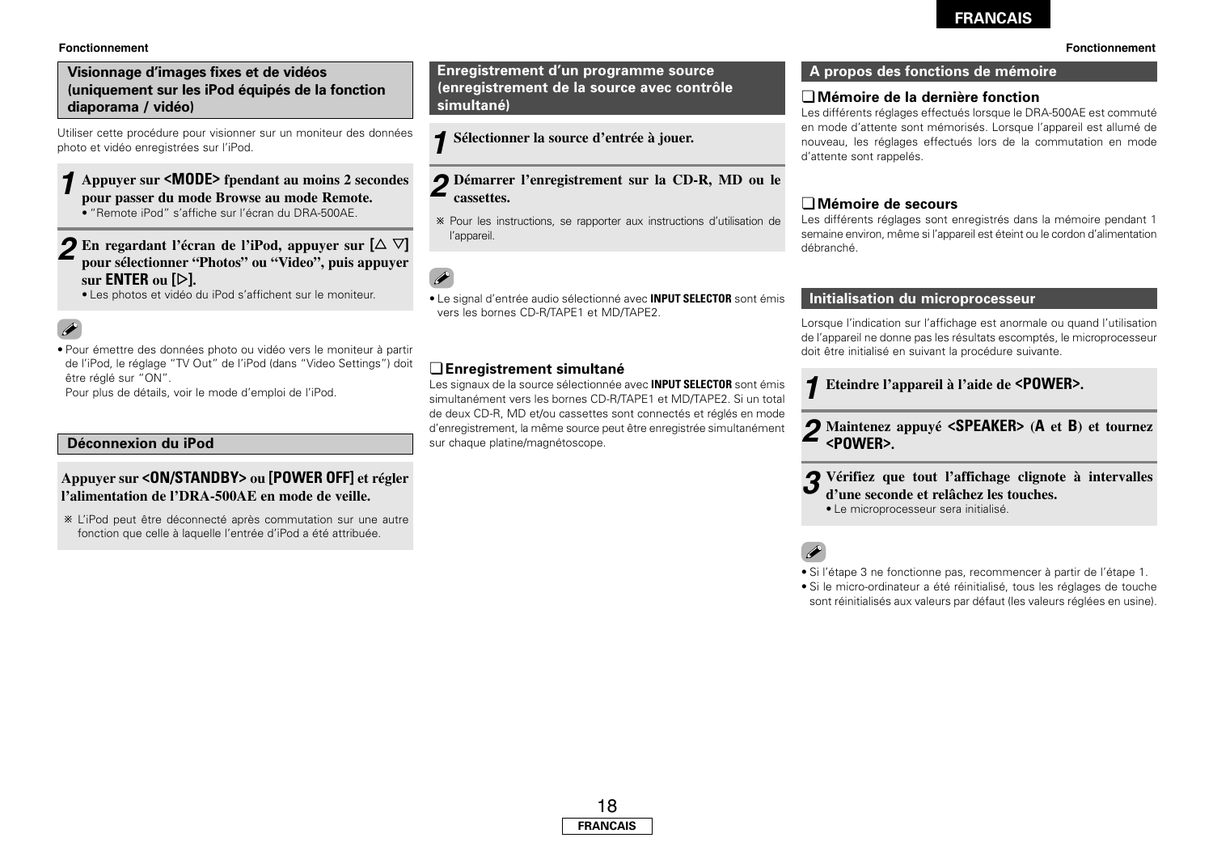## Visionnage d'images fixes et de vidéos (uniquement sur les iPod équipés de la fonction diaporama / vidéo)

Utiliser cette procédure pour visionner sur un moniteur des données photo et vidéo enregistrées sur l'iPod.

**1** **Appuyer sur <MODE> fpendant au moins 2 secondes pour passer du mode Browse au mode Remote.**
• "Remote iPod" s'affiche sur l'écran du DRA-500AE.

**2** **En regardant l'écran de l'iPod, appuyer sur [△ ▽] pour sélectionner "Photos" ou "Video", puis appuyer sur ENTER ou [▷].**
• Les photos et vidéo du iPod s'affichent sur le moniteur.

• Pour émettre des données photo ou vidéo vers le moniteur à partir de l'iPod, le réglage "TV Out" de l'iPod (dans "Video Settings") doit être réglé sur "ON".
Pour plus de détails, voir le mode d'emploi de l'iPod.

## Déconnexion du iPod

**Appuyer sur <ON/STANDBY> ou [POWER OFF] et régler l'alimentation de l'DRA-500AE en mode de veille.**

※ L'iPod peut être déconnecté après commutation sur une autre fonction que celle à laquelle l'entrée d'iPod a été attribuée.

## Enregistrement d'un programme source (enregistrement de la source avec contrôle simultané)

**1** **Sélectionner la source d'entrée à jouer.**

**2** **Démarrer l'enregistrement sur la CD-R, MD ou le cassettes.**

※ Pour les instructions, se rapporter aux instructions d'utilisation de l'appareil.

• Le signal d'entrée audio sélectionné avec **INPUT SELECTOR** sont émis vers les bornes CD-R/TAPE1 et MD/TAPE2.

### ❑ Enregistrement simultané

Les signaux de la source sélectionnée avec **INPUT SELECTOR** sont émis simultanément vers les bornes CD-R/TAPE1 et MD/TAPE2. Si un total de deux CD-R, MD et/ou cassettes sont connectés et réglés en mode d'enregistrement, la même source peut être enregistrée simultanément sur chaque platine/magnétoscope.

## A propos des fonctions de mémoire

### ❑ Mémoire de la dernière fonction

Les différents réglages effectués lorsque le DRA-500AE est commuté en mode d'attente sont mémorisés. Lorsque l'appareil est allumé de nouveau, les réglages effectués lors de la commutation en mode d'attente sont rappelés.

### ❑ Mémoire de secours

Les différents réglages sont enregistrés dans la mémoire pendant 1 semaine environ, même si l'appareil est éteint ou le cordon d'alimentation débranché.

## Initialisation du microprocesseur

Lorsque l'indication sur l'affichage est anormale ou quand l'utilisation de l'appareil ne donne pas les résultats escomptés, le microprocesseur doit être initialisé en suivant la procédure suivante.

**1** **Eteindre l'appareil à l'aide de <POWER>.**

**2** **Maintenez appuyé <SPEAKER> (A et B) et tournez <POWER>.**

**3** **Vérifiez que tout l'affichage clignote à intervalles d'une seconde et relâchez les touches.**
• Le microprocesseur sera initialisé.

• Si l'étape 3 ne fonctionne pas, recommencer à partir de l'étape 1.
• Si le micro-ordinateur a été réinitialisé, tous les réglages de touche sont réinitialisés aux valeurs par défaut (les valeurs réglées en usine).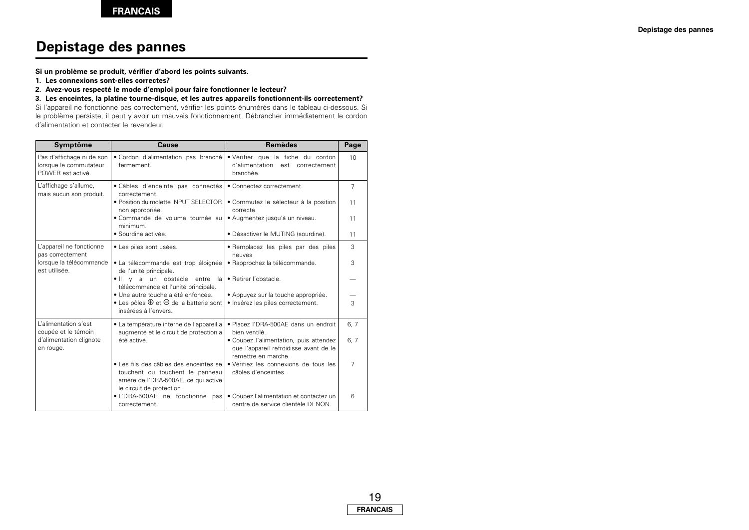# Depistage des pannes

**Si un problème se produit, vérifier d'abord les points suivants.**

1. **Les connexions sont-elles correctes?**
2. **Avez-vous respecté le mode d'emploi pour faire fonctionner le lecteur?**
3. **Les enceintes, la platine tourne-disque, et les autres appareils fonctionnent-ils correctement?**

Si l'appareil ne fonctionne pas correctement, vérifier les points énumérés dans le tableau ci-dessous. Si le problème persiste, il peut y avoir un mauvais fonctionnement. Débrancher immédiatement le cordon d'alimentation et contacter le revendeur.

| Symptôme | Cause | Remèdes | Page |
|---|---|---|---|
| Pas d'affichage ni de son lorsque le commutateur POWER est activé. | • Cordon d'alimentation pas branché fermement. | • Vérifier que la fiche du cordon d'alimentation est correctement branchée. | 10 |
| L'affichage s'allume, mais aucun son produit. | • Câbles d'enceinte pas connectés correctement.<br>• Position du molette INPUT SELECTOR non appropriée.<br>• Commande de volume tournée au minimum.<br>• Sourdine activée. | • Connectez correctement.<br>• Commutez le sélecteur à la position correcte.<br>• Augmentez jusqu'à un niveau.<br>• Désactiver le MUTING (sourdine). | 7<br>11<br>11<br>11 |
| L'appareil ne fonctionne pas correctement lorsque la télécommande est utilisée. | • Les piles sont usées.<br>• La télécommande est trop éloignée de l'unité principale.<br>• Il y a un obstacle entre la télécommande et l'unité principale.<br>• Une autre touche a été enfoncée.<br>• Les pôles ⊕ et ⊖ de la batterie sont insérées à l'envers. | • Remplacez les piles par des piles neuves<br>• Rapprochez la télécommande.<br>• Retirer l'obstacle.<br>• Appuyez sur la touche appropriée.<br>• Insérez les piles correctement. | 3<br>3<br>—<br>—<br>3 |
| L'alimentation s'est coupée et le témoin d'alimentation clignote en rouge. | • La température interne de l'appareil a augmenté et le circuit de protection a été activé.<br>• Les fils des câbles des enceintes se touchent ou touchent le panneau arrière de l'DRA-500AE, ce qui active le circuit de protection.<br>• L'DRA-500AE ne fonctionne pas correctement. | • Placez l'DRA-500AE dans un endroit bien ventilé.<br>• Coupez l'alimentation, puis attendez que l'appareil refroidisse avant de le remettre en marche.<br>• Vérifiez les connexions de tous les câbles d'enceintes.<br>• Coupez l'alimentation et contactez un centre de service clientèle DENON. | 6, 7<br>6, 7<br>7<br>6 |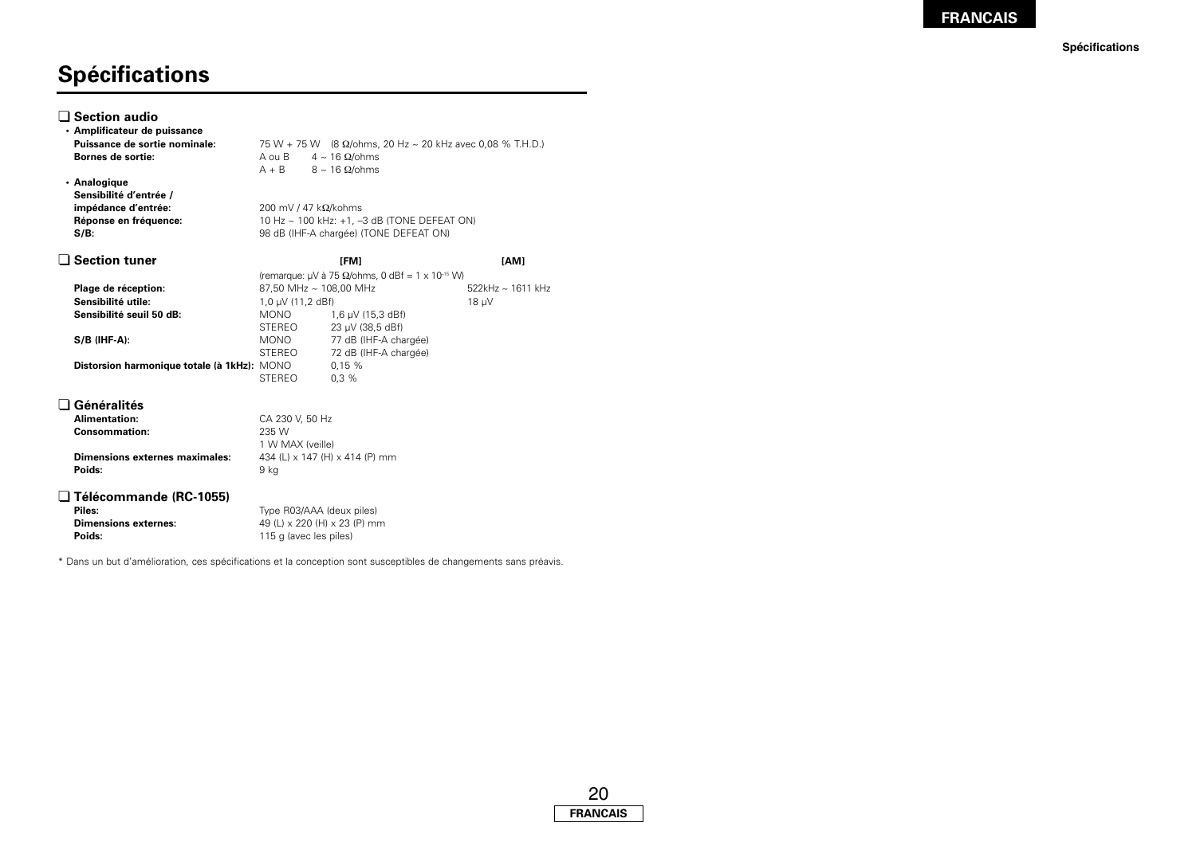# Spécifications

## ❑ Section audio

**• Amplificateur de puissance**

| | |
|---|---|
| **Puissance de sortie nominale:** | 75 W + 75 W (8 Ω/ohms, 20 Hz ~ 20 kHz avec 0,08 % T.H.D.) |
| **Bornes de sortie:** | A ou B 4 ~ 16 Ω/ohms |
| | A + B 8 ~ 16 Ω/ohms |

**• Analogique**

| | |
|---|---|
| **Sensibilité d'entrée / impédance d'entrée:** | 200 mV / 47 kΩ/kohms |
| **Réponse en fréquence:** | 10 Hz ~ 100 kHz: +1, –3 dB (TONE DEFEAT ON) |
| **S/B:** | 98 dB (IHF-A chargée) (TONE DEFEAT ON) |

## ❑ Section tuner

| | | | [FM] | [AM] |
|---|---|---|---|---|
| | (remarque: µV à 75 Ω/ohms, 0 dBf = 1 x $10^{-15}$ W) | | | |
| **Plage de réception:** | 87,50 MHz ~ 108,00 MHz | | | 522kHz ~ 1611 kHz |
| **Sensibilité utile:** | 1,0 µV (11,2 dBf) | | | 18 µV |
| **Sensibilité seuil 50 dB:** | MONO | 1,6 µV (15,3 dBf) | | |
| | STEREO | 23 µV (38,5 dBf) | | |
| **S/B (IHF-A):** | MONO | 77 dB (IHF-A chargée) | | |
| | STEREO | 72 dB (IHF-A chargée) | | |
| **Distorsion harmonique totale (à 1kHz):** | MONO | 0,15 % | | |
| | STEREO | 0,3 % | | |

## ❑ Généralités

| | |
|---|---|
| **Alimentation:** | CA 230 V, 50 Hz |
| **Consommation:** | 235 W |
| | 1 W MAX (veille) |
| **Dimensions externes maximales:** | 434 (L) x 147 (H) x 414 (P) mm |
| **Poids:** | 9 kg |

## ❑ Télécommande (RC-1055)

| | |
|---|---|
| **Piles:** | Type R03/AAA (deux piles) |
| **Dimensions externes:** | 49 (L) x 220 (H) x 23 (P) mm |
| **Poids:** | 115 g (avec les piles) |

* Dans un but d'amélioration, ces spécifications et la conception sont susceptibles de changements sans préavis.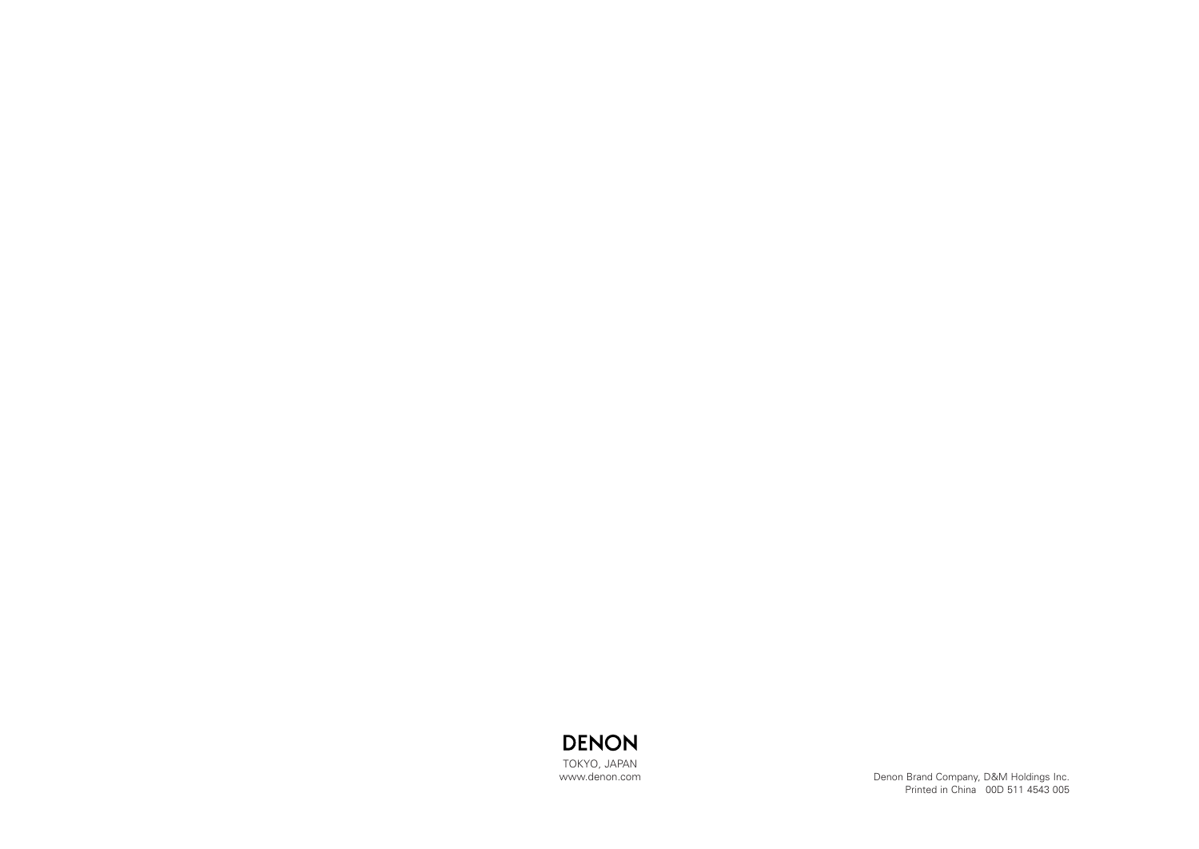**DENON**

TOKYO, JAPAN
www.denon.com

Denon Brand Company, D&M Holdings Inc.
Printed in China   00D 511 4543 005